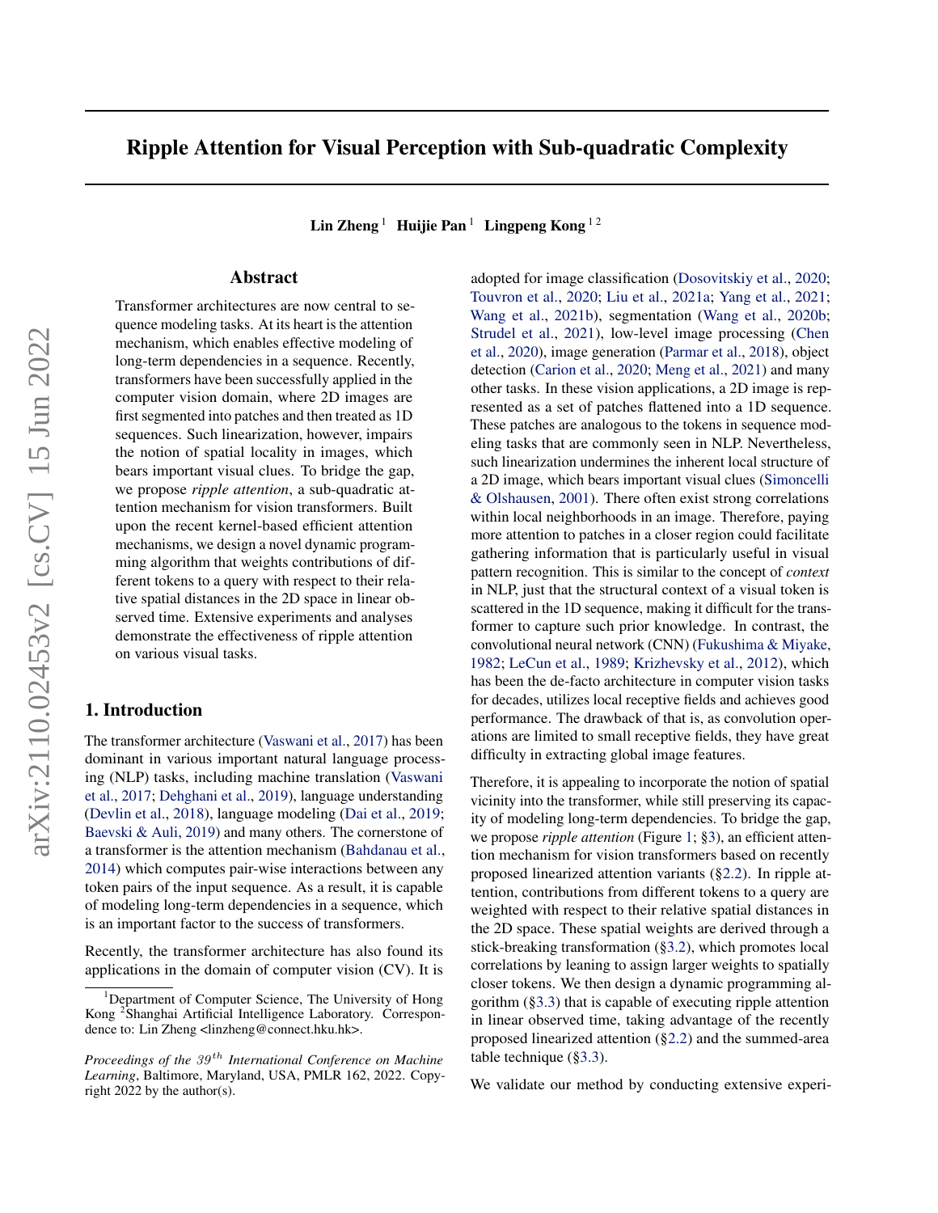# Ripple Attention for Visual Perception with Sub-quadratic Complexity

**Lin Zheng** [1] **Huijie Pan** [1] **Lingpeng Kong** [1 2]

## Abstract

Transformer architectures are now central to sequence modeling tasks. At its heart is the attention mechanism, which enables effective modeling of long-term dependencies in a sequence. Recently, transformers have been successfully applied in the computer vision domain, where 2D images are first segmented into patches and then treated as 1D sequences. Such linearization, however, impairs the notion of spatial locality in images, which bears important visual clues. To bridge the gap, we propose *ripple attention*, a sub-quadratic attention mechanism for vision transformers. Built upon the recent kernel-based efficient attention mechanisms, we design a novel dynamic programming algorithm that weights contributions of different tokens to a query with respect to their relative spatial distances in the 2D space in linear observed time. Extensive experiments and analyses demonstrate the effectiveness of ripple attention on various visual tasks.

## 1. Introduction

The transformer architecture (Vaswani et al., 2017) has been dominant in various important natural language processing (NLP) tasks, including machine translation (Vaswani et al., 2017; Dehghani et al., 2019), language understanding (Devlin et al., 2018), language modeling (Dai et al., 2019; Baevski & Auli, 2019) and many others. The cornerstone of a transformer is the attention mechanism (Bahdanau et al., 2014) which computes pair-wise interactions between any token pairs of the input sequence. As a result, it is capable of modeling long-term dependencies in a sequence, which is an important factor to the success of transformers.

Recently, the transformer architecture has also found its applications in the domain of computer vision (CV). It is adopted for image classification (Dosovitskiy et al., 2020; Touvron et al., 2020; Liu et al., 2021a; Yang et al., 2021; Wang et al., 2021b), segmentation (Wang et al., 2020b; Strudel et al., 2021), low-level image processing (Chen et al., 2020), image generation (Parmar et al., 2018), object detection (Carion et al., 2020; Meng et al., 2021) and many other tasks. In these vision applications, a 2D image is represented as a set of patches flattened into a 1D sequence. These patches are analogous to the tokens in sequence modeling tasks that are commonly seen in NLP. Nevertheless, such linearization undermines the inherent local structure of a 2D image, which bears important visual clues (Simoncelli & Olshausen, 2001). There often exist strong correlations within local neighborhoods in an image. Therefore, paying more attention to patches in a closer region could facilitate gathering information that is particularly useful in visual pattern recognition. This is similar to the concept of *context* in NLP, just that the structural context of a visual token is scattered in the 1D sequence, making it difficult for the transformer to capture such prior knowledge. In contrast, the convolutional neural network (CNN) (Fukushima & Miyake, 1982; LeCun et al., 1989; Krizhevsky et al., 2012), which has been the de-facto architecture in computer vision tasks for decades, utilizes local receptive fields and achieves good performance. The drawback of that is, as convolution operations are limited to small receptive fields, they have great difficulty in extracting global image features.

Therefore, it is appealing to incorporate the notion of spatial vicinity into the transformer, while still preserving its capacity of modeling long-term dependencies. To bridge the gap, we propose *ripple attention* (Figure 1; §3), an efficient attention mechanism for vision transformers based on recently proposed linearized attention variants (§2.2). In ripple attention, contributions from different tokens to a query are weighted with respect to their relative spatial distances in the 2D space. These spatial weights are derived through a stick-breaking transformation (§3.2), which promotes local correlations by leaning to assign larger weights to spatially closer tokens. We then design a dynamic programming algorithm (§3.3) that is capable of executing ripple attention in linear observed time, taking advantage of the recently proposed linearized attention (§2.2) and the summed-area table technique (§3.3).

We validate our method by conducting extensive experi-

---

[1] Department of Computer Science, The University of Hong Kong [2] Shanghai Artificial Intelligence Laboratory. Correspondence to: Lin Zheng <linzheng@connect.hku.hk>.

*Proceedings of the 39th International Conference on Machine Learning*, Baltimore, Maryland, USA, PMLR 162, 2022. Copyright 2022 by the author(s).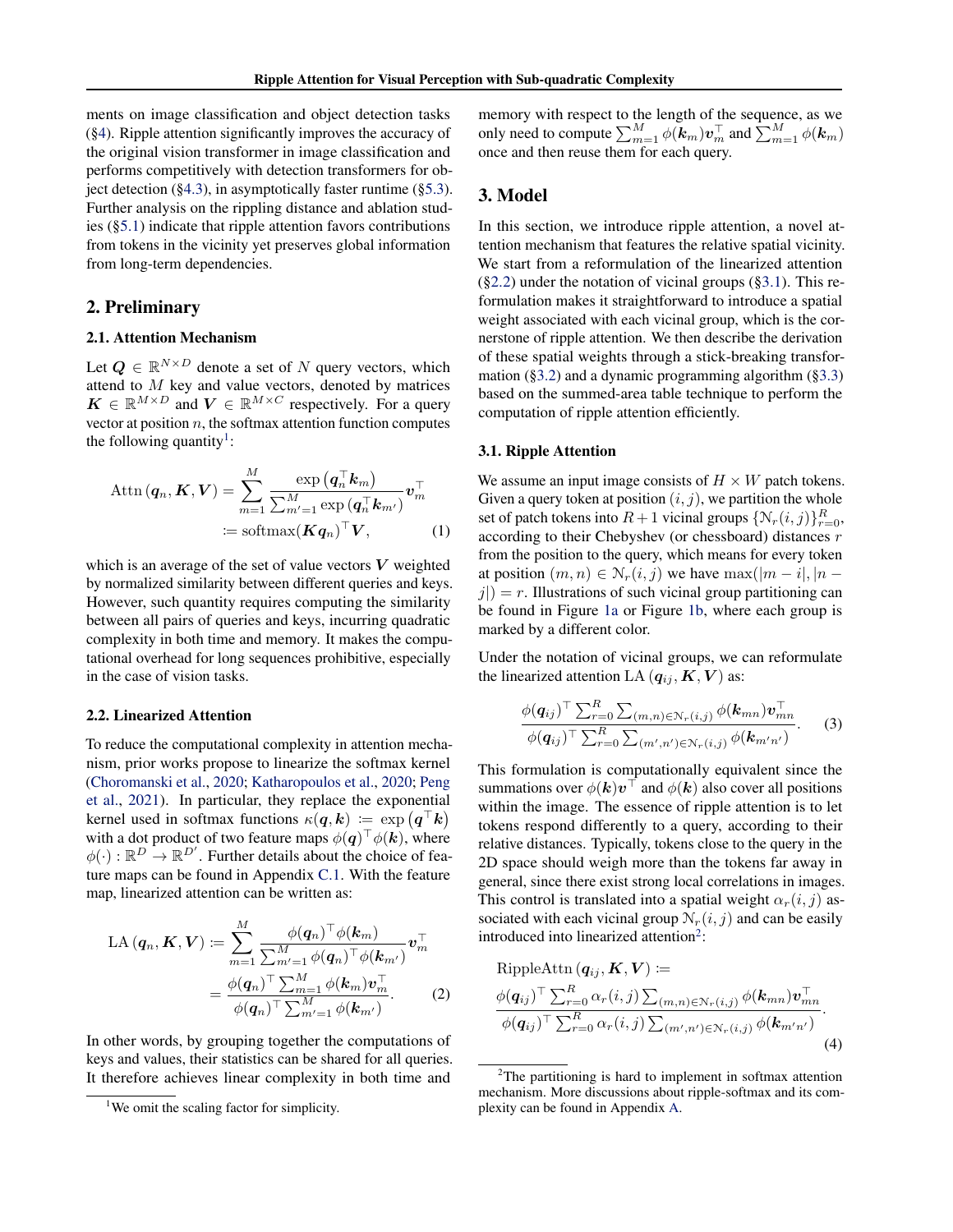ments on image classification and object detection tasks (§4). Ripple attention significantly improves the accuracy of the original vision transformer in image classification and performs competitively with detection transformers for object detection (§4.3), in asymptotically faster runtime (§5.3). Further analysis on the rippling distance and ablation studies (§5.1) indicate that ripple attention favors contributions from tokens in the vicinity yet preserves global information from long-term dependencies.

## 2. Preliminary

### 2.1. Attention Mechanism

Let $\boldsymbol{Q} \in \mathbb{R}^{N \times D}$ denote a set of $N$ query vectors, which attend to $M$ key and value vectors, denoted by matrices $\boldsymbol{K} \in \mathbb{R}^{M \times D}$ and $\boldsymbol{V} \in \mathbb{R}^{M \times C}$ respectively. For a query vector at position $n$, the softmax attention function computes the following quantity[1]:

$$
\begin{aligned}
\operatorname{Attn}(\boldsymbol{q}_n, \boldsymbol{K}, \boldsymbol{V}) &= \sum_{m=1}^{M} \frac{\exp\left(\boldsymbol{q}_n^\top \boldsymbol{k}_m\right)}{\sum_{m'=1}^{M} \exp\left(\boldsymbol{q}_n^\top \boldsymbol{k}_{m'}\right)} \boldsymbol{v}_m^\top \\
&\coloneqq \operatorname{softmax}(\boldsymbol{K}\boldsymbol{q}_n)^\top \boldsymbol{V},
\end{aligned} \tag{1}
$$

which is an average of the set of value vectors $\boldsymbol{V}$ weighted by normalized similarity between different queries and keys. However, such quantity requires computing the similarity between all pairs of queries and keys, incurring quadratic complexity in both time and memory. It makes the computational overhead for long sequences prohibitive, especially in the case of vision tasks.

### 2.2. Linearized Attention

To reduce the computational complexity in attention mechanism, prior works propose to linearize the softmax kernel (Choromanski et al., 2020; Katharopoulos et al., 2020; Peng et al., 2021). In particular, they replace the exponential kernel used in softmax functions $\kappa(\boldsymbol{q}, \boldsymbol{k}) \coloneqq \exp\left(\boldsymbol{q}^\top \boldsymbol{k}\right)$ with a dot product of two feature maps $\phi(\boldsymbol{q})^\top \phi(\boldsymbol{k})$, where $\phi(\cdot): \mathbb{R}^D \to \mathbb{R}^{D'}$. Further details about the choice of feature maps can be found in Appendix C.1. With the feature map, linearized attention can be written as:

$$
\begin{aligned}
\operatorname{LA}(\boldsymbol{q}_n, \boldsymbol{K}, \boldsymbol{V}) &\coloneqq \sum_{m=1}^{M} \frac{\phi(\boldsymbol{q}_n)^\top \phi(\boldsymbol{k}_m)}{\sum_{m'=1}^{M} \phi(\boldsymbol{q}_n)^\top \phi(\boldsymbol{k}_{m'})} \boldsymbol{v}_m^\top \\
&= \frac{\phi(\boldsymbol{q}_n)^\top \sum_{m=1}^{M} \phi(\boldsymbol{k}_m) \boldsymbol{v}_m^\top}{\phi(\boldsymbol{q}_n)^\top \sum_{m'=1}^{M} \phi(\boldsymbol{k}_{m'})}.
\end{aligned} \tag{2}
$$

In other words, by grouping together the computations of keys and values, their statistics can be shared for all queries. It therefore achieves linear complexity in both time and memory with respect to the length of the sequence, as we only need to compute $\sum_{m=1}^{M} \phi(\boldsymbol{k}_m)\boldsymbol{v}_m^\top$ and $\sum_{m=1}^{M} \phi(\boldsymbol{k}_m)$ once and then reuse them for each query.

[1] We omit the scaling factor for simplicity.

## 3. Model

In this section, we introduce ripple attention, a novel attention mechanism that features the relative spatial vicinity. We start from a reformulation of the linearized attention (§2.2) under the notation of vicinal groups (§3.1). This reformulation makes it straightforward to introduce a spatial weight associated with each vicinal group, which is the cornerstone of ripple attention. We then describe the derivation of these spatial weights through a stick-breaking transformation (§3.2) and a dynamic programming algorithm (§3.3) based on the summed-area table technique to perform the computation of ripple attention efficiently.

### 3.1. Ripple Attention

We assume an input image consists of $H \times W$ patch tokens. Given a query token at position $(i, j)$, we partition the whole set of patch tokens into $R+1$ vicinal groups $\{\mathcal{N}_r(i,j)\}_{r=0}^{R}$, according to their Chebyshev (or chessboard) distances $r$ from the position to the query, which means for every token at position $(m, n) \in \mathcal{N}_r(i,j)$ we have $\max(|m-i|, |n-j|) = r$. Illustrations of such vicinal group partitioning can be found in Figure 1a or Figure 1b, where each group is marked by a different color.

Under the notation of vicinal groups, we can reformulate the linearized attention $\operatorname{LA}(\boldsymbol{q}_{ij}, \boldsymbol{K}, \boldsymbol{V})$ as:

$$
\frac{\phi(\boldsymbol{q}_{ij})^\top \sum_{r=0}^{R} \sum_{(m,n)\in\mathcal{N}_r(i,j)} \phi(\boldsymbol{k}_{mn}) \boldsymbol{v}_{mn}^\top}{\phi(\boldsymbol{q}_{ij})^\top \sum_{r=0}^{R} \sum_{(m',n')\in\mathcal{N}_r(i,j)} \phi(\boldsymbol{k}_{m'n'})}. \tag{3}
$$

This formulation is computationally equivalent since the summations over $\phi(\boldsymbol{k})\boldsymbol{v}^\top$ and $\phi(\boldsymbol{k})$ also cover all positions within the image. The essence of ripple attention is to let tokens respond differently to a query, according to their relative distances. Typically, tokens close to the query in the 2D space should weigh more than the tokens far away in general, since there exist strong local correlations in images. This control is translated into a spatial weight $\alpha_r(i,j)$ associated with each vicinal group $\mathcal{N}_r(i,j)$ and can be easily introduced into linearized attention[2]:

$$
\begin{aligned}
&\operatorname{RippleAttn}(\boldsymbol{q}_{ij}, \boldsymbol{K}, \boldsymbol{V}) \coloneqq \\
&\frac{\phi(\boldsymbol{q}_{ij})^\top \sum_{r=0}^{R} \alpha_r(i,j) \sum_{(m,n)\in\mathcal{N}_r(i,j)} \phi(\boldsymbol{k}_{mn}) \boldsymbol{v}_{mn}^\top}{\phi(\boldsymbol{q}_{ij})^\top \sum_{r=0}^{R} \alpha_r(i,j) \sum_{(m',n')\in\mathcal{N}_r(i,j)} \phi(\boldsymbol{k}_{m'n'})}.
\end{aligned} \tag{4}
$$

[2] The partitioning is hard to implement in softmax attention mechanism. More discussions about ripple-softmax and its complexity can be found in Appendix A.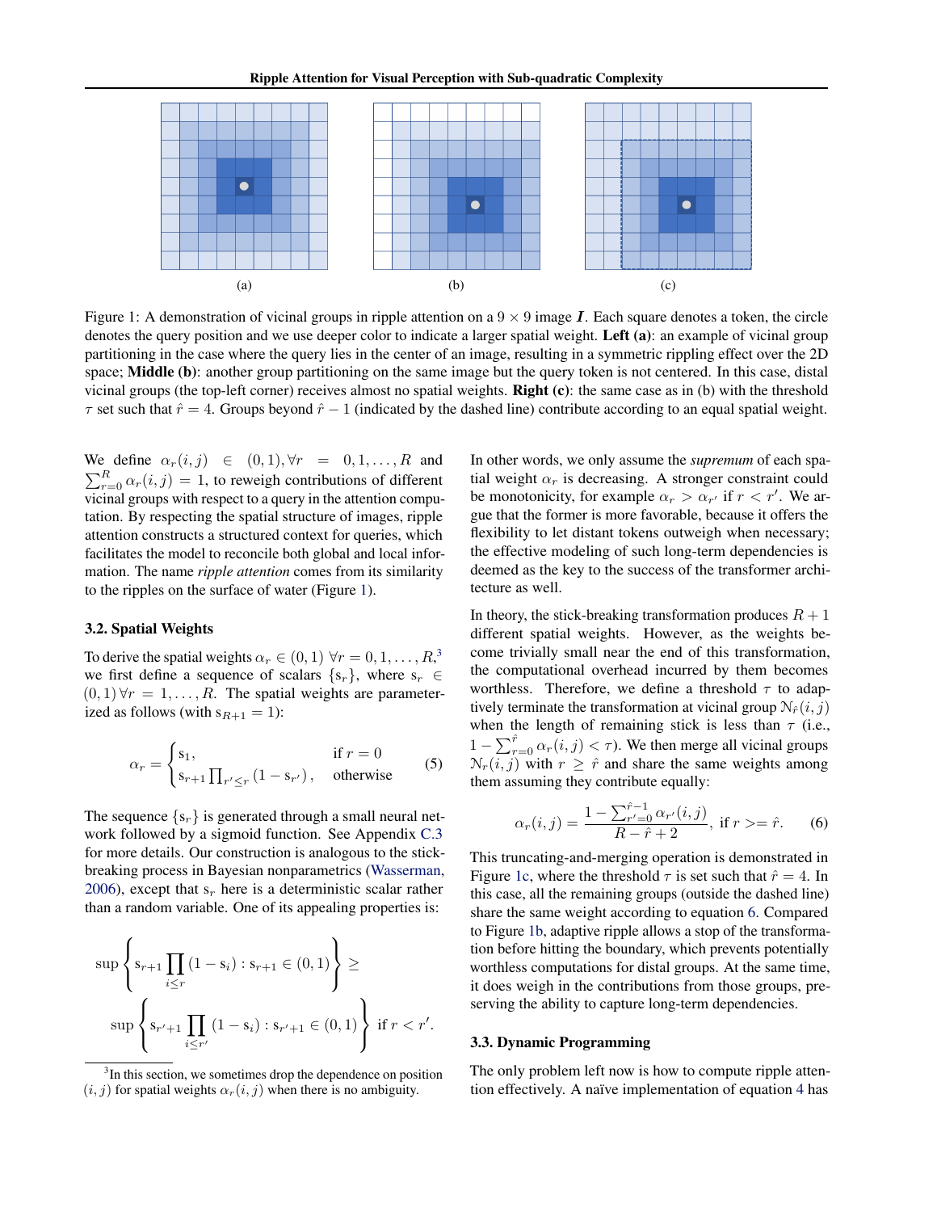(a) (b) (c)

Figure 1: A demonstration of vicinal groups in ripple attention on a $9 \times 9$ image $\boldsymbol{I}$. Each square denotes a token, the circle denotes the query position and we use deeper color to indicate a larger spatial weight. **Left (a)**: an example of vicinal group partitioning in the case where the query lies in the center of an image, resulting in a symmetric rippling effect over the 2D space; **Middle (b)**: another group partitioning on the same image but the query token is not centered. In this case, distal vicinal groups (the top-left corner) receives almost no spatial weights. **Right (c)**: the same case as in (b) with the threshold $\tau$ set such that $\hat{r} = 4$. Groups beyond $\hat{r} - 1$ (indicated by the dashed line) contribute according to an equal spatial weight.

We define $\alpha_r(i,j) \in (0,1), \forall r = 0, 1, \ldots, R$ and $\sum_{r=0}^{R} \alpha_r(i,j) = 1$, to reweigh contributions of different vicinal groups with respect to a query in the attention computation. By respecting the spatial structure of images, ripple attention constructs a structured context for queries, which facilitates the model to reconcile both global and local information. The name *ripple attention* comes from its similarity to the ripples on the surface of water (Figure 1).

### 3.2. Spatial Weights

To derive the spatial weights $\alpha_r \in (0,1)\ \forall r = 0, 1, \ldots, R$,[3] we first define a sequence of scalars $\{\mathrm{s}_r\}$, where $\mathrm{s}_r \in (0,1)\ \forall r = 1, \ldots, R$. The spatial weights are parameterized as follows (with $\mathrm{s}_{R+1} = 1$):

$$
\alpha_r = \begin{cases} \mathrm{s}_1, & \text{if } r = 0 \\ \mathrm{s}_{r+1} \prod_{r' \leq r} (1 - \mathrm{s}_{r'}), & \text{otherwise} \end{cases} \tag{5}
$$

The sequence $\{\mathrm{s}_r\}$ is generated through a small neural network followed by a sigmoid function. See Appendix C.3 for more details. Our construction is analogous to the stick-breaking process in Bayesian nonparametrics (Wasserman, 2006), except that $\mathrm{s}_r$ here is a deterministic scalar rather than a random variable. One of its appealing properties is:

$$
\sup \left\{ \mathrm{s}_{r+1} \prod_{i \leq r} (1 - \mathrm{s}_i) : \mathrm{s}_{r+1} \in (0,1) \right\} \geq
$$
$$
\sup \left\{ \mathrm{s}_{r'+1} \prod_{i \leq r'} (1 - \mathrm{s}_i) : \mathrm{s}_{r'+1} \in (0,1) \right\} \text{ if } r < r'.
$$

[3] In this section, we sometimes drop the dependence on position $(i,j)$ for spatial weights $\alpha_r(i,j)$ when there is no ambiguity.

In other words, we only assume the *supremum* of each spatial weight $\alpha_r$ is decreasing. A stronger constraint could be monotonicity, for example $\alpha_r > \alpha_{r'}$ if $r < r'$. We argue that the former is more favorable, because it offers the flexibility to let distant tokens outweigh when necessary; the effective modeling of such long-term dependencies is deemed as the key to the success of the transformer architecture as well.

In theory, the stick-breaking transformation produces $R+1$ different spatial weights. However, as the weights become trivially small near the end of this transformation, the computational overhead incurred by them becomes worthless. Therefore, we define a threshold $\tau$ to adaptively terminate the transformation at vicinal group $\mathcal{N}_{\hat{r}}(i,j)$ when the length of remaining stick is less than $\tau$ (i.e., $1 - \sum_{r=0}^{\hat{r}} \alpha_r(i,j) < \tau$). We then merge all vicinal groups $\mathcal{N}_r(i,j)$ with $r \geq \hat{r}$ and share the same weights among them assuming they contribute equally:

$$
\alpha_r(i,j) = \frac{1 - \sum_{r'=0}^{\hat{r}-1} \alpha_{r'}(i,j)}{R - \hat{r} + 2}, \text{ if } r >= \hat{r}. \tag{6}
$$

This truncating-and-merging operation is demonstrated in Figure 1c, where the threshold $\tau$ is set such that $\hat{r} = 4$. In this case, all the remaining groups (outside the dashed line) share the same weight according to equation 6. Compared to Figure 1b, adaptive ripple allows a stop of the transformation before hitting the boundary, which prevents potentially worthless computations for distal groups. At the same time, it does weigh in the contributions from those groups, preserving the ability to capture long-term dependencies.

### 3.3. Dynamic Programming

The only problem left now is how to compute ripple attention effectively. A naïve implementation of equation 4 has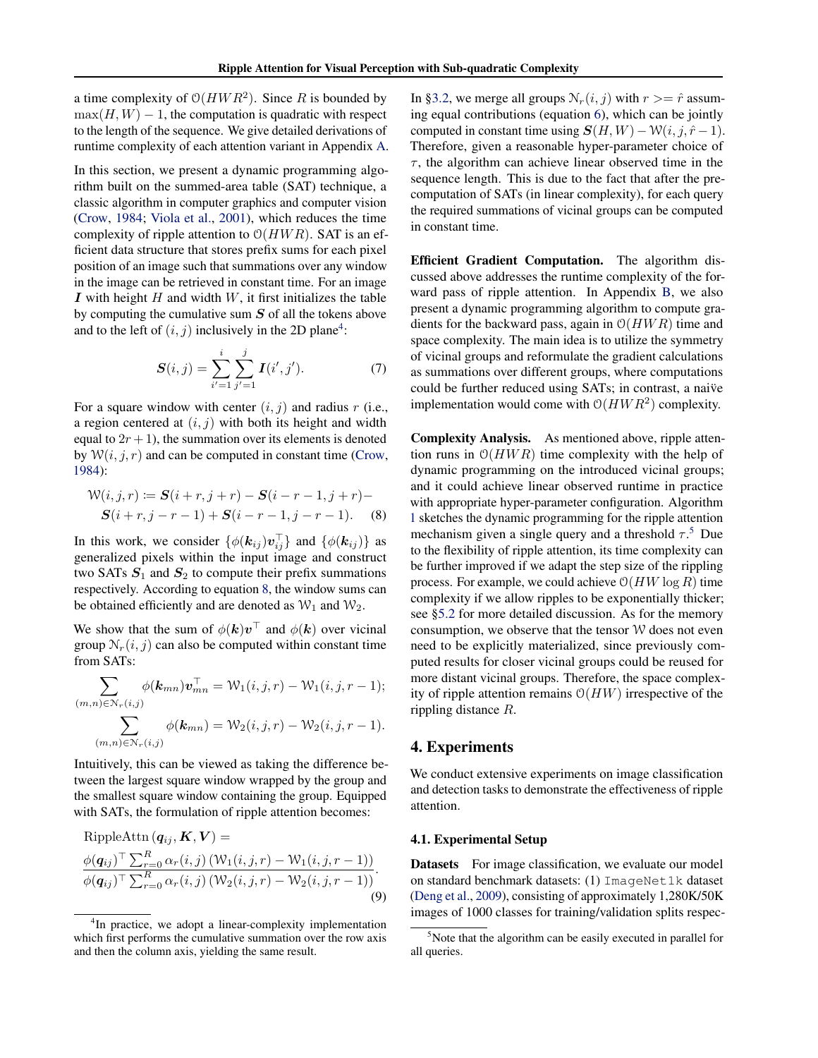a time complexity of $\mathcal{O}(HWR^2)$. Since $R$ is bounded by $\max(H, W) - 1$, the computation is quadratic with respect to the length of the sequence. We give detailed derivations of runtime complexity of each attention variant in Appendix A.

In this section, we present a dynamic programming algorithm built on the summed-area table (SAT) technique, a classic algorithm in computer graphics and computer vision (Crow, 1984; Viola et al., 2001), which reduces the time complexity of ripple attention to $\mathcal{O}(HWR)$. SAT is an efficient data structure that stores prefix sums for each pixel position of an image such that summations over any window in the image can be retrieved in constant time. For an image $\boldsymbol{I}$ with height $H$ and width $W$, it first initializes the table by computing the cumulative sum $\boldsymbol{S}$ of all the tokens above and to the left of $(i, j)$ inclusively in the 2D plane[4]:

$$\boldsymbol{S}(i, j) = \sum_{i'=1}^{i} \sum_{j'=1}^{j} \boldsymbol{I}(i', j'). \tag{7}$$

For a square window with center $(i, j)$ and radius $r$ (i.e., a region centered at $(i, j)$ with both its height and width equal to $2r + 1$), the summation over its elements is denoted by $\mathcal{W}(i, j, r)$ and can be computed in constant time (Crow, 1984):

$$\begin{aligned}\mathcal{W}(i, j, r) \coloneqq\ & \boldsymbol{S}(i + r, j + r) - \boldsymbol{S}(i - r - 1, j + r) - \\ & \boldsymbol{S}(i + r, j - r - 1) + \boldsymbol{S}(i - r - 1, j - r - 1). \end{aligned} \tag{8}$$

In this work, we consider $\{\phi(\boldsymbol{k}_{ij})\boldsymbol{v}_{ij}^\top\}$ and $\{\phi(\boldsymbol{k}_{ij})\}$ as generalized pixels within the input image and construct two SATs $\boldsymbol{S}_1$ and $\boldsymbol{S}_2$ to compute their prefix summations respectively. According to equation 8, the window sums can be obtained efficiently and are denoted as $\mathcal{W}_1$ and $\mathcal{W}_2$.

We show that the sum of $\phi(\boldsymbol{k})\boldsymbol{v}^\top$ and $\phi(\boldsymbol{k})$ over vicinal group $\mathcal{N}_r(i, j)$ can also be computed within constant time from SATs:

$$\sum_{(m,n)\in\mathcal{N}_r(i,j)} \phi(\boldsymbol{k}_{mn})\boldsymbol{v}_{mn}^\top = \mathcal{W}_1(i, j, r) - \mathcal{W}_1(i, j, r - 1);$$

$$\sum_{(m,n)\in\mathcal{N}_r(i,j)} \phi(\boldsymbol{k}_{mn}) = \mathcal{W}_2(i, j, r) - \mathcal{W}_2(i, j, r - 1).$$

Intuitively, this can be viewed as taking the difference between the largest square window wrapped by the group and the smallest square window containing the group. Equipped with SATs, the formulation of ripple attention becomes:

$$\mathrm{RippleAttn}\left(\boldsymbol{q}_{ij}, \boldsymbol{K}, \boldsymbol{V}\right) = \frac{\phi(\boldsymbol{q}_{ij})^\top \sum_{r=0}^{R} \alpha_r(i,j)\left(\mathcal{W}_1(i,j,r) - \mathcal{W}_1(i,j,r-1)\right)}{\phi(\boldsymbol{q}_{ij})^\top \sum_{r=0}^{R} \alpha_r(i,j)\left(\mathcal{W}_2(i,j,r) - \mathcal{W}_2(i,j,r-1)\right)}. \tag{9}$$

In §3.2, we merge all groups $\mathcal{N}_r(i, j)$ with $r >= \hat{r}$ assuming equal contributions (equation 6), which can be jointly computed in constant time using $\boldsymbol{S}(H, W) - \mathcal{W}(i, j, \hat{r} - 1)$. Therefore, given a reasonable hyper-parameter choice of $\tau$, the algorithm can achieve linear observed time in the sequence length. This is due to the fact that after the precomputation of SATs (in linear complexity), for each query the required summations of vicinal groups can be computed in constant time.

**Efficient Gradient Computation.** The algorithm discussed above addresses the runtime complexity of the forward pass of ripple attention. In Appendix B, we also present a dynamic programming algorithm to compute gradients for the backward pass, again in $\mathcal{O}(HWR)$ time and space complexity. The main idea is to utilize the symmetry of vicinal groups and reformulate the gradient calculations as summations over different groups, where computations could be further reduced using SATs; in contrast, a naïve implementation would come with $\mathcal{O}(HWR^2)$ complexity.

**Complexity Analysis.** As mentioned above, ripple attention runs in $\mathcal{O}(HWR)$ time complexity with the help of dynamic programming on the introduced vicinal groups; and it could achieve linear observed runtime in practice with appropriate hyper-parameter configuration. Algorithm 1 sketches the dynamic programming for the ripple attention mechanism given a single query and a threshold $\tau$.[5] Due to the flexibility of ripple attention, its time complexity can be further improved if we adapt the step size of the rippling process. For example, we could achieve $\mathcal{O}(HW \log R)$ time complexity if we allow ripples to be exponentially thicker; see §5.2 for more detailed discussion. As for the memory consumption, we observe that the tensor $\mathcal{W}$ does not even need to be explicitly materialized, since previously computed results for closer vicinal groups could be reused for more distant vicinal groups. Therefore, the space complexity of ripple attention remains $\mathcal{O}(HW)$ irrespective of the rippling distance $R$.

## 4. Experiments

We conduct extensive experiments on image classification and detection tasks to demonstrate the effectiveness of ripple attention.

### 4.1. Experimental Setup

**Datasets** For image classification, we evaluate our model on standard benchmark datasets: (1) `ImageNet1k` dataset (Deng et al., 2009), consisting of approximately 1,280K/50K images of 1000 classes for training/validation splits respec-

[4] In practice, we adopt a linear-complexity implementation which first performs the cumulative summation over the row axis and then the column axis, yielding the same result.

[5] Note that the algorithm can be easily executed in parallel for all queries.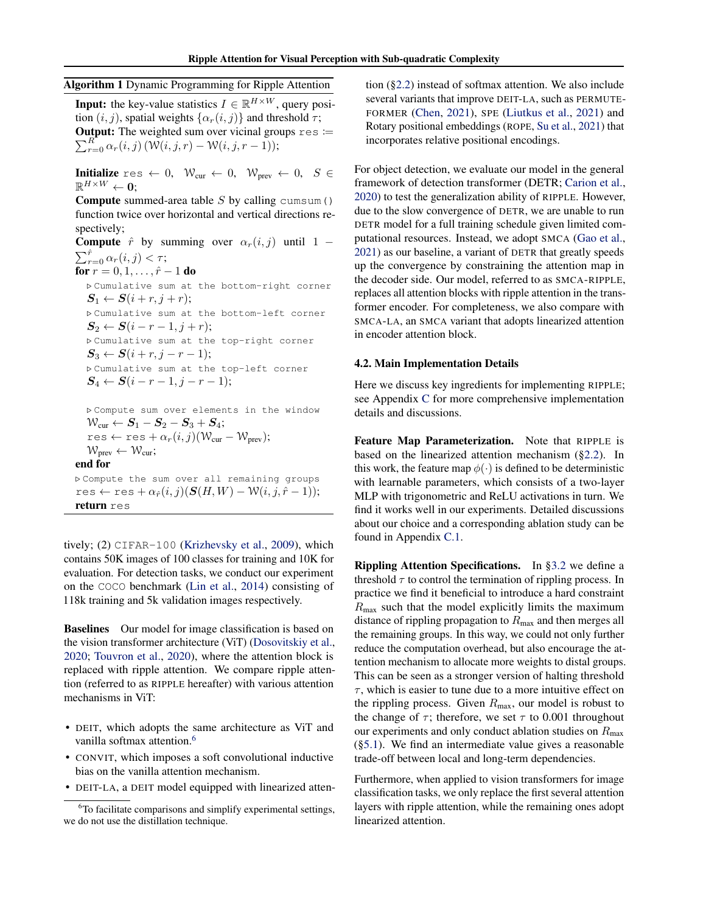**Algorithm 1** Dynamic Programming for Ripple Attention

**Input:** the key-value statistics $I \in \mathbb{R}^{H \times W}$, query position $(i,j)$, spatial weights $\{\alpha_r(i,j)\}$ and threshold $\tau$;
**Output:** The weighted sum over vicinal groups $\texttt{res} := \sum_{r=0}^{R} \alpha_r(i,j) \left(\mathcal{W}(i,j,r) - \mathcal{W}(i,j,r-1)\right)$;

**Initialize** $\texttt{res} \leftarrow 0$, $\mathcal{W}_{\text{cur}} \leftarrow 0$, $\mathcal{W}_{\text{prev}} \leftarrow 0$, $S \in \mathbb{R}^{H \times W} \leftarrow \mathbf{0}$;
**Compute** summed-area table $S$ by calling `cumsum()` function twice over horizontal and vertical directions respectively;
**Compute** $\hat{r}$ by summing over $\alpha_r(i,j)$ until $1 - \sum_{r=0}^{\hat{r}} \alpha_r(i,j) < \tau$;
**for** $r = 0, 1, \ldots, \hat{r} - 1$ **do**
  ▷ Cumulative sum at the bottom-right corner
  $\boldsymbol{S}_1 \leftarrow \boldsymbol{S}(i+r, j+r)$;
  ▷ Cumulative sum at the bottom-left corner
  $\boldsymbol{S}_2 \leftarrow \boldsymbol{S}(i-r-1, j+r)$;
  ▷ Cumulative sum at the top-right corner
  $\boldsymbol{S}_3 \leftarrow \boldsymbol{S}(i+r, j-r-1)$;
  ▷ Cumulative sum at the top-left corner
  $\boldsymbol{S}_4 \leftarrow \boldsymbol{S}(i-r-1, j-r-1)$;

  ▷ Compute sum over elements in the window
  $\mathcal{W}_{\text{cur}} \leftarrow \boldsymbol{S}_1 - \boldsymbol{S}_2 - \boldsymbol{S}_3 + \boldsymbol{S}_4$;
  $\texttt{res} \leftarrow \texttt{res} + \alpha_r(i,j)(\mathcal{W}_{\text{cur}} - \mathcal{W}_{\text{prev}})$;
  $\mathcal{W}_{\text{prev}} \leftarrow \mathcal{W}_{\text{cur}}$;
**end for**
▷ Compute the sum over all remaining groups
$\texttt{res} \leftarrow \texttt{res} + \alpha_{\hat{r}}(i,j)(\boldsymbol{S}(H,W) - \mathcal{W}(i,j,\hat{r}-1))$;
**return** `res`

tively; (2) CIFAR-100 (Krizhevsky et al., 2009), which contains 50K images of 100 classes for training and 10K for evaluation. For detection tasks, we conduct our experiment on the COCO benchmark (Lin et al., 2014) consisting of 118k training and 5k validation images respectively.

**Baselines** Our model for image classification is based on the vision transformer architecture (ViT) (Dosovitskiy et al., 2020; Touvron et al., 2020), where the attention block is replaced with ripple attention. We compare ripple attention (referred to as RIPPLE hereafter) with various attention mechanisms in ViT:

- DEIT, which adopts the same architecture as ViT and vanilla softmax attention.[6]
- CONVIT, which imposes a soft convolutional inductive bias on the vanilla attention mechanism.
- DEIT-LA, a DEIT model equipped with linearized attention (§2.2) instead of softmax attention. We also include several variants that improve DEIT-LA, such as PERMUTEFORMER (Chen, 2021), SPE (Liutkus et al., 2021) and Rotary positional embeddings (ROPE, Su et al., 2021) that incorporates relative positional encodings.

[6] To facilitate comparisons and simplify experimental settings, we do not use the distillation technique.

For object detection, we evaluate our model in the general framework of detection transformer (DETR; Carion et al., 2020) to test the generalization ability of RIPPLE. However, due to the slow convergence of DETR, we are unable to run DETR model for a full training schedule given limited computational resources. Instead, we adopt SMCA (Gao et al., 2021) as our baseline, a variant of DETR that greatly speeds up the convergence by constraining the attention map in the decoder side. Our model, referred to as SMCA-RIPPLE, replaces all attention blocks with ripple attention in the transformer encoder. For completeness, we also compare with SMCA-LA, an SMCA variant that adopts linearized attention in encoder attention block.

### 4.2. Main Implementation Details

Here we discuss key ingredients for implementing RIPPLE; see Appendix C for more comprehensive implementation details and discussions.

**Feature Map Parameterization.** Note that RIPPLE is based on the linearized attention mechanism (§2.2). In this work, the feature map $\phi(\cdot)$ is defined to be deterministic with learnable parameters, which consists of a two-layer MLP with trigonometric and ReLU activations in turn. We find it works well in our experiments. Detailed discussions about our choice and a corresponding ablation study can be found in Appendix C.1.

**Rippling Attention Specifications.** In §3.2 we define a threshold $\tau$ to control the termination of rippling process. In practice we find it beneficial to introduce a hard constraint $R_{\text{max}}$ such that the model explicitly limits the maximum distance of rippling propagation to $R_{\text{max}}$ and then merges all the remaining groups. In this way, we could not only further reduce the computation overhead, but also encourage the attention mechanism to allocate more weights to distal groups. This can be seen as a stronger version of halting threshold $\tau$, which is easier to tune due to a more intuitive effect on the rippling process. Given $R_{\text{max}}$, our model is robust to the change of $\tau$; therefore, we set $\tau$ to 0.001 throughout our experiments and only conduct ablation studies on $R_{\text{max}}$ (§5.1). We find an intermediate value gives a reasonable trade-off between local and long-term dependencies.

Furthermore, when applied to vision transformers for image classification tasks, we only replace the first several attention layers with ripple attention, while the remaining ones adopt linearized attention.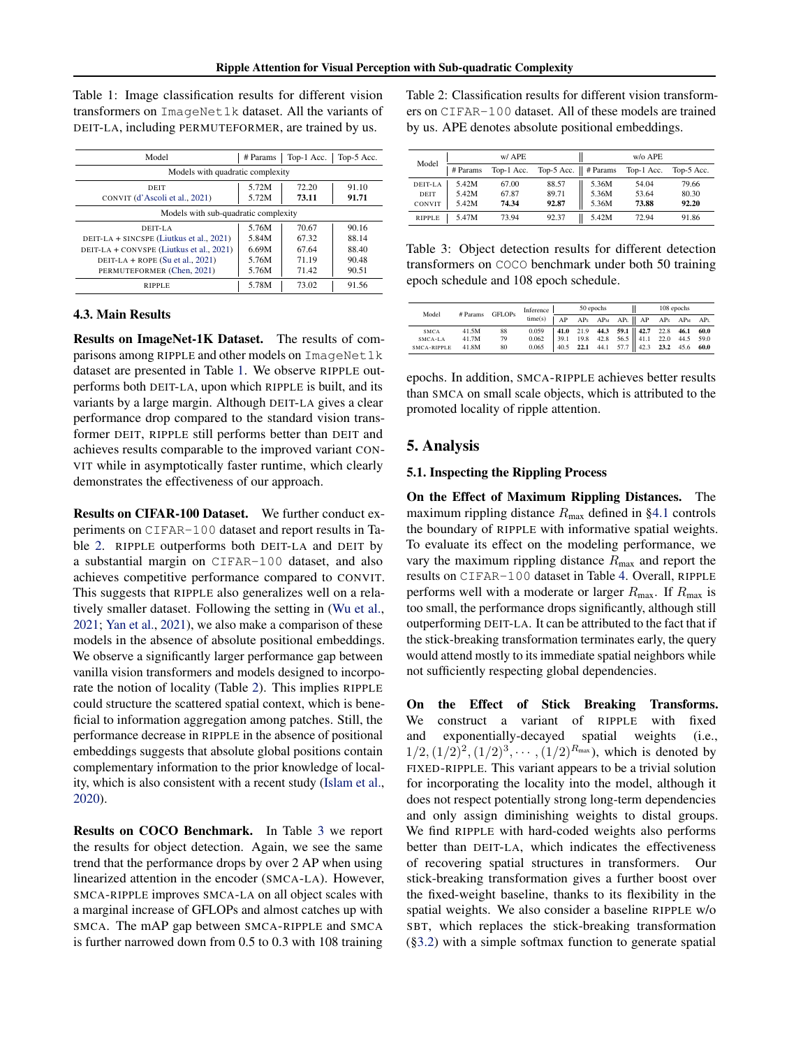Table 1: Image classification results for different vision transformers on ImageNet1k dataset. All the variants of DEIT-LA, including PERMUTEFORMER, are trained by us.

| Model | # Params | Top-1 Acc. | Top-5 Acc. |
|---|---|---|---|
| Models with quadratic complexity | | | |
| DEIT | 5.72M | 72.20 | 91.10 |
| CONVIT (d'Ascoli et al., 2021) | 5.72M | **73.11** | **91.71** |
| Models with sub-quadratic complexity | | | |
| DEIT-LA | 5.76M | 70.67 | 90.16 |
| DEIT-LA + SINCSPE (Liutkus et al., 2021) | 5.84M | 67.32 | 88.14 |
| DEIT-LA + CONVSPE (Liutkus et al., 2021) | 6.69M | 67.64 | 88.40 |
| DEIT-LA + ROPE (Su et al., 2021) | 5.76M | 71.19 | 90.48 |
| PERMUTEFORMER (Chen, 2021) | 5.76M | 71.42 | 90.51 |
| RIPPLE | 5.78M | 73.02 | 91.56 |

### 4.3. Main Results

**Results on ImageNet-1K Dataset.** The results of comparisons among RIPPLE and other models on ImageNet1k dataset are presented in Table 1. We observe RIPPLE outperforms both DEIT-LA, upon which RIPPLE is built, and its variants by a large margin. Although DEIT-LA gives a clear performance drop compared to the standard vision transformer DEIT, RIPPLE still performs better than DEIT and achieves results comparable to the improved variant CONVIT while in asymptotically faster runtime, which clearly demonstrates the effectiveness of our approach.

**Results on CIFAR-100 Dataset.** We further conduct experiments on CIFAR-100 dataset and report results in Table 2. RIPPLE outperforms both DEIT-LA and DEIT by a substantial margin on CIFAR-100 dataset, and also achieves competitive performance compared to CONVIT. This suggests that RIPPLE also generalizes well on a relatively smaller dataset. Following the setting in (Wu et al., 2021; Yan et al., 2021), we also make a comparison of these models in the absence of absolute positional embeddings. We observe a significantly larger performance gap between vanilla vision transformers and models designed to incorporate the notion of locality (Table 2). This implies RIPPLE could structure the scattered spatial context, which is beneficial to information aggregation among patches. Still, the performance decrease in RIPPLE in the absence of positional embeddings suggests that absolute global positions contain complementary information to the prior knowledge of locality, which is also consistent with a recent study (Islam et al., 2020).

**Results on COCO Benchmark.** In Table 3 we report the results for object detection. Again, we see the same trend that the performance drops by over 2 AP when using linearized attention in the encoder (SMCA-LA). However, SMCA-RIPPLE improves SMCA-LA on all object scales with a marginal increase of GFLOPs and almost catches up with SMCA. The mAP gap between SMCA-RIPPLE and SMCA is further narrowed down from 0.5 to 0.3 with 108 training epochs. In addition, SMCA-RIPPLE achieves better results than SMCA on small scale objects, which is attributed to the promoted locality of ripple attention.

Table 2: Classification results for different vision transformers on CIFAR-100 dataset. All of these models are trained by us. APE denotes absolute positional embeddings.

| Model | w/ APE | | | w/o APE | | |
|---|---|---|---|---|---|---|
| | # Params | Top-1 Acc. | Top-5 Acc. | # Params | Top-1 Acc. | Top-5 Acc. |
| DEIT-LA | 5.42M | 67.00 | 88.57 | 5.36M | 54.04 | 79.66 |
| DEIT | 5.42M | 67.87 | 89.71 | 5.36M | 53.64 | 80.30 |
| CONVIT | 5.42M | **74.34** | **92.87** | 5.36M | **73.88** | **92.20** |
| RIPPLE | 5.47M | 73.94 | 92.37 | 5.42M | 72.94 | 91.86 |

Table 3: Object detection results for different detection transformers on COCO benchmark under both 50 training epoch schedule and 108 epoch schedule.

| Model | # Params | GFLOPs | Inference time(s) | 50 epochs | | | | 108 epochs | | | |
|---|---|---|---|---|---|---|---|---|---|---|---|
| | | | | AP | $AP_S$ | $AP_M$ | $AP_L$ | AP | $AP_S$ | $AP_M$ | $AP_L$ |
| SMCA | 41.5M | 88 | 0.059 | **41.0** | 21.9 | **44.3** | **59.1** | **42.7** | 22.8 | **46.1** | **60.0** |
| SMCA-LA | 41.7M | 79 | 0.062 | 39.1 | 19.8 | 42.8 | 56.5 | 41.1 | 22.0 | 44.5 | 59.0 |
| SMCA-RIPPLE | 41.8M | 80 | 0.065 | 40.5 | **22.1** | 44.1 | 57.7 | 42.3 | **23.2** | 45.6 | **60.0** |

## 5. Analysis

### 5.1. Inspecting the Rippling Process

**On the Effect of Maximum Rippling Distances.** The maximum rippling distance $R_{\max}$ defined in §4.1 controls the boundary of RIPPLE with informative spatial weights. To evaluate its effect on the modeling performance, we vary the maximum rippling distance $R_{\max}$ and report the results on CIFAR-100 dataset in Table 4. Overall, RIPPLE performs well with a moderate or larger $R_{\max}$. If $R_{\max}$ is too small, the performance drops significantly, although still outperforming DEIT-LA. It can be attributed to the fact that if the stick-breaking transformation terminates early, the query would attend mostly to its immediate spatial neighbors while not sufficiently respecting global dependencies.

**On the Effect of Stick Breaking Transforms.** We construct a variant of RIPPLE with fixed and exponentially-decayed spatial weights (i.e., $1/2, (1/2)^2, (1/2)^3, \cdots, (1/2)^{R_{\max}}$), which is denoted by FIXED-RIPPLE. This variant appears to be a trivial solution for incorporating the locality into the model, although it does not respect potentially strong long-term dependencies and only assign diminishing weights to distal groups. We find RIPPLE with hard-coded weights also performs better than DEIT-LA, which indicates the effectiveness of recovering spatial structures in transformers. Our stick-breaking transformation gives a further boost over the fixed-weight baseline, thanks to its flexibility in the spatial weights. We also consider a baseline RIPPLE w/o SBT, which replaces the stick-breaking transformation (§3.2) with a simple softmax function to generate spatial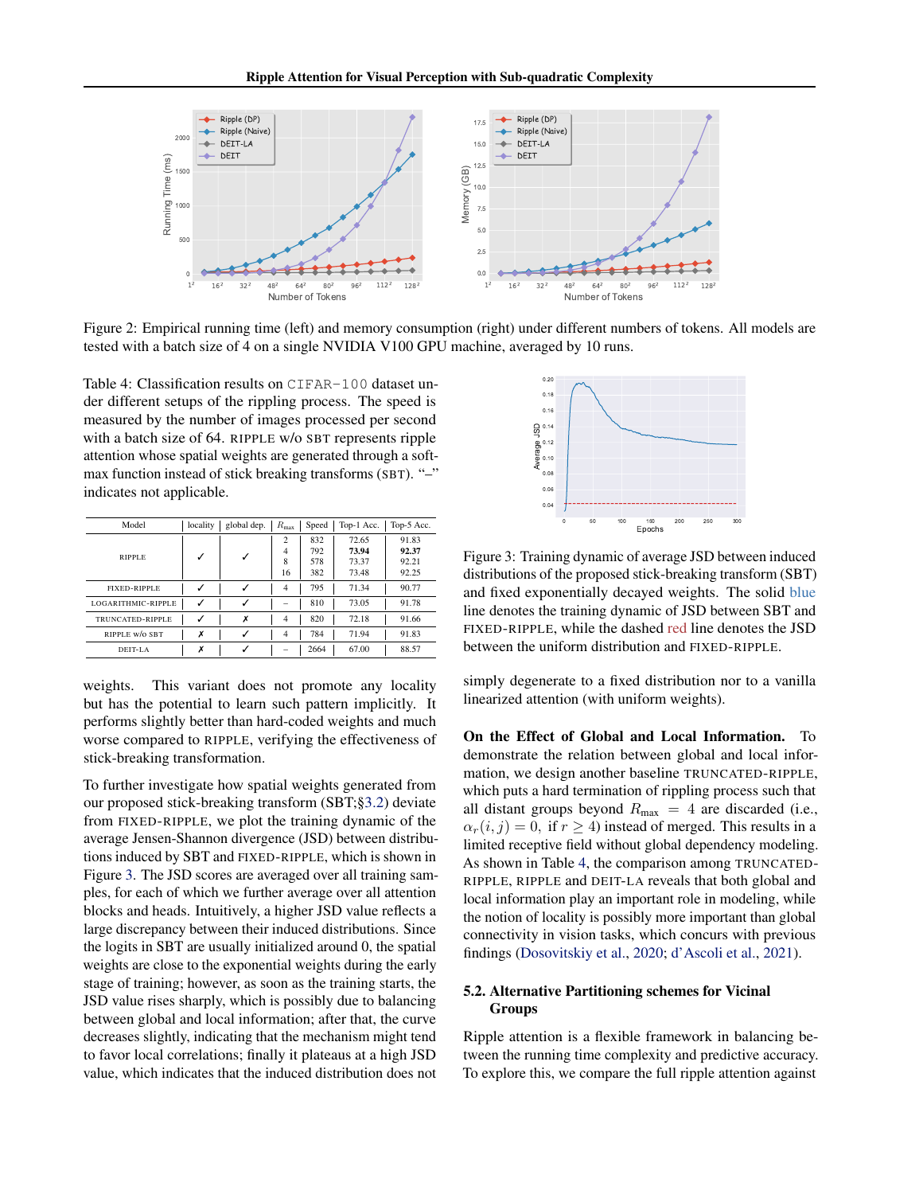Figure 2: Empirical running time (left) and memory consumption (right) under different numbers of tokens. All models are tested with a batch size of 4 on a single NVIDIA V100 GPU machine, averaged by 10 runs.

Table 4: Classification results on CIFAR-100 dataset under different setups of the rippling process. The speed is measured by the number of images processed per second with a batch size of 64. RIPPLE w/o SBT represents ripple attention whose spatial weights are generated through a softmax function instead of stick breaking transforms (SBT). "–" indicates not applicable.

| Model | locality | global dep. | $R_{\max}$ | Speed | Top-1 Acc. | Top-5 Acc. |
|---|---|---|---|---|---|---|
| RIPPLE | ✓ | ✓ | 2 | 832 | 72.65 | 91.83 |
| | | | 4 | 792 | **73.94** | **92.37** |
| | | | 8 | 578 | 73.37 | 92.21 |
| | | | 16 | 382 | 73.48 | 92.25 |
| FIXED-RIPPLE | ✓ | ✓ | 4 | 795 | 71.34 | 90.77 |
| LOGARITHMIC-RIPPLE | ✓ | ✓ | – | 810 | 73.05 | 91.78 |
| TRUNCATED-RIPPLE | ✓ | ✗ | 4 | 820 | 72.18 | 91.66 |
| RIPPLE w/o SBT | ✗ | ✓ | 4 | 784 | 71.94 | 91.83 |
| DEIT-LA | ✗ | ✓ | – | 2664 | 67.00 | 88.57 |

weights. This variant does not promote any locality but has the potential to learn such pattern implicitly. It performs slightly better than hard-coded weights and much worse compared to RIPPLE, verifying the effectiveness of stick-breaking transformation.

To further investigate how spatial weights generated from our proposed stick-breaking transform (SBT;§3.2) deviate from FIXED-RIPPLE, we plot the training dynamic of the average Jensen-Shannon divergence (JSD) between distributions induced by SBT and FIXED-RIPPLE, which is shown in Figure 3. The JSD scores are averaged over all training samples, for each of which we further average over all attention blocks and heads. Intuitively, a higher JSD value reflects a large discrepancy between their induced distributions. Since the logits in SBT are usually initialized around 0, the spatial weights are close to the exponential weights during the early stage of training; however, as soon as the training starts, the JSD value rises sharply, which is possibly due to balancing between global and local information; after that, the curve decreases slightly, indicating that the mechanism might tend to favor local correlations; finally it plateaus at a high JSD value, which indicates that the induced distribution does not simply degenerate to a fixed distribution nor to a vanilla linearized attention (with uniform weights).

Figure 3: Training dynamic of average JSD between induced distributions of the proposed stick-breaking transform (SBT) and fixed exponentially decayed weights. The solid blue line denotes the training dynamic of JSD between SBT and FIXED-RIPPLE, while the dashed red line denotes the JSD between the uniform distribution and FIXED-RIPPLE.

**On the Effect of Global and Local Information.** To demonstrate the relation between global and local information, we design another baseline TRUNCATED-RIPPLE, which puts a hard termination of rippling process such that all distant groups beyond $R_{\max} = 4$ are discarded (i.e., $\alpha_r(i,j) = 0$, if $r \geq 4$) instead of merged. This results in a limited receptive field without global dependency modeling. As shown in Table 4, the comparison among TRUNCATED-RIPPLE, RIPPLE and DEIT-LA reveals that both global and local information play an important role in modeling, while the notion of locality is possibly more important than global connectivity in vision tasks, which concurs with previous findings (Dosovitskiy et al., 2020; d'Ascoli et al., 2021).

## 5.2. Alternative Partitioning schemes for Vicinal Groups

Ripple attention is a flexible framework in balancing between the running time complexity and predictive accuracy. To explore this, we compare the full ripple attention against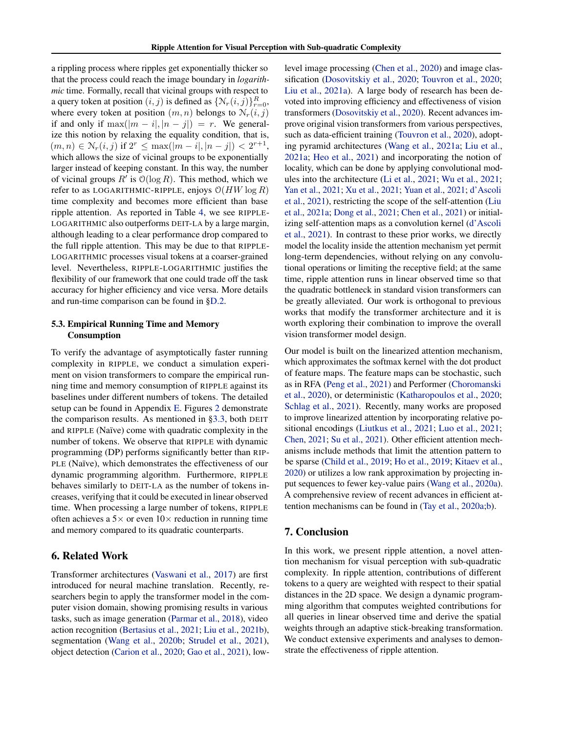a rippling process where ripples get exponentially thicker so that the process could reach the image boundary in *logarithmic* time. Formally, recall that vicinal groups with respect to a query token at position $(i, j)$ is defined as $\{\mathcal{N}_r(i, j)\}_{r=0}^{R}$, where every token at position $(m, n)$ belongs to $\mathcal{N}_r(i, j)$ if and only if $\max(|m - i|, |n - j|) = r$. We generalize this notion by relaxing the equality condition, that is, $(m, n) \in \mathcal{N}_r(i, j)$ if $2^r \leq \max(|m - i|, |n - j|) < 2^{r+1}$, which allows the size of vicinal groups to be exponentially larger instead of keeping constant. In this way, the number of vicinal groups $R'$ is $\mathcal{O}(\log R)$. This method, which we refer to as LOGARITHMIC-RIPPLE, enjoys $\mathcal{O}(HW \log R)$ time complexity and becomes more efficient than base ripple attention. As reported in Table 4, we see RIPPLE-LOGARITHMIC also outperforms DEIT-LA by a large margin, although leading to a clear performance drop compared to the full ripple attention. This may be due to that RIPPLE-LOGARITHMIC processes visual tokens at a coarser-grained level. Nevertheless, RIPPLE-LOGARITHMIC justifies the flexibility of our framework that one could trade off the task accuracy for higher efficiency and vice versa. More details and run-time comparison can be found in §D.2.

### 5.3. Empirical Running Time and Memory Consumption

To verify the advantage of asymptotically faster running complexity in RIPPLE, we conduct a simulation experiment on vision transformers to compare the empirical running time and memory consumption of RIPPLE against its baselines under different numbers of tokens. The detailed setup can be found in Appendix E. Figures 2 demonstrate the comparison results. As mentioned in §3.3, both DEIT and RIPPLE (Naïve) come with quadratic complexity in the number of tokens. We observe that RIPPLE with dynamic programming (DP) performs significantly better than RIPPLE (Naïve), which demonstrates the effectiveness of our dynamic programming algorithm. Furthermore, RIPPLE behaves similarly to DEIT-LA as the number of tokens increases, verifying that it could be executed in linear observed time. When processing a large number of tokens, RIPPLE often achieves a $5\times$ or even $10\times$ reduction in running time and memory compared to its quadratic counterparts.

## 6. Related Work

Transformer architectures (Vaswani et al., 2017) are first introduced for neural machine translation. Recently, researchers begin to apply the transformer model in the computer vision domain, showing promising results in various tasks, such as image generation (Parmar et al., 2018), video action recognition (Bertasius et al., 2021; Liu et al., 2021b), segmentation (Wang et al., 2020b; Strudel et al., 2021), object detection (Carion et al., 2020; Gao et al., 2021), low-level image processing (Chen et al., 2020) and image classification (Dosovitskiy et al., 2020; Touvron et al., 2020; Liu et al., 2021a). A large body of research has been devoted into improving efficiency and effectiveness of vision transformers (Dosovitskiy et al., 2020). Recent advances improve original vision transformers from various perspectives, such as data-efficient training (Touvron et al., 2020), adopting pyramid architectures (Wang et al., 2021a; Liu et al., 2021a; Heo et al., 2021) and incorporating the notion of locality, which can be done by applying convolutional modules into the architecture (Li et al., 2021; Wu et al., 2021; Yan et al., 2021; Xu et al., 2021; Yuan et al., 2021; d'Ascoli et al., 2021), restricting the scope of the self-attention (Liu et al., 2021a; Dong et al., 2021; Chen et al., 2021) or initializing self-attention maps as a convolution kernel (d'Ascoli et al., 2021). In contrast to these prior works, we directly model the locality inside the attention mechanism yet permit long-term dependencies, without relying on any convolutional operations or limiting the receptive field; at the same time, ripple attention runs in linear observed time so that the quadratic bottleneck in standard vision transformers can be greatly alleviated. Our work is orthogonal to previous works that modify the transformer architecture and it is worth exploring their combination to improve the overall vision transformer model design.

Our model is built on the linearized attention mechanism, which approximates the softmax kernel with the dot product of feature maps. The feature maps can be stochastic, such as in RFA (Peng et al., 2021) and Performer (Choromanski et al., 2020), or deterministic (Katharopoulos et al., 2020; Schlag et al., 2021). Recently, many works are proposed to improve linearized attention by incorporating relative positional encodings (Liutkus et al., 2021; Luo et al., 2021; Chen, 2021; Su et al., 2021). Other efficient attention mechanisms include methods that limit the attention pattern to be sparse (Child et al., 2019; Ho et al., 2019; Kitaev et al., 2020) or utilizes a low rank approximation by projecting input sequences to fewer key-value pairs (Wang et al., 2020a). A comprehensive review of recent advances in efficient attention mechanisms can be found in (Tay et al., 2020a;b).

## 7. Conclusion

In this work, we present ripple attention, a novel attention mechanism for visual perception with sub-quadratic complexity. In ripple attention, contributions of different tokens to a query are weighted with respect to their spatial distances in the 2D space. We design a dynamic programming algorithm that computes weighted contributions for all queries in linear observed time and derive the spatial weights through an adaptive stick-breaking transformation. We conduct extensive experiments and analyses to demonstrate the effectiveness of ripple attention.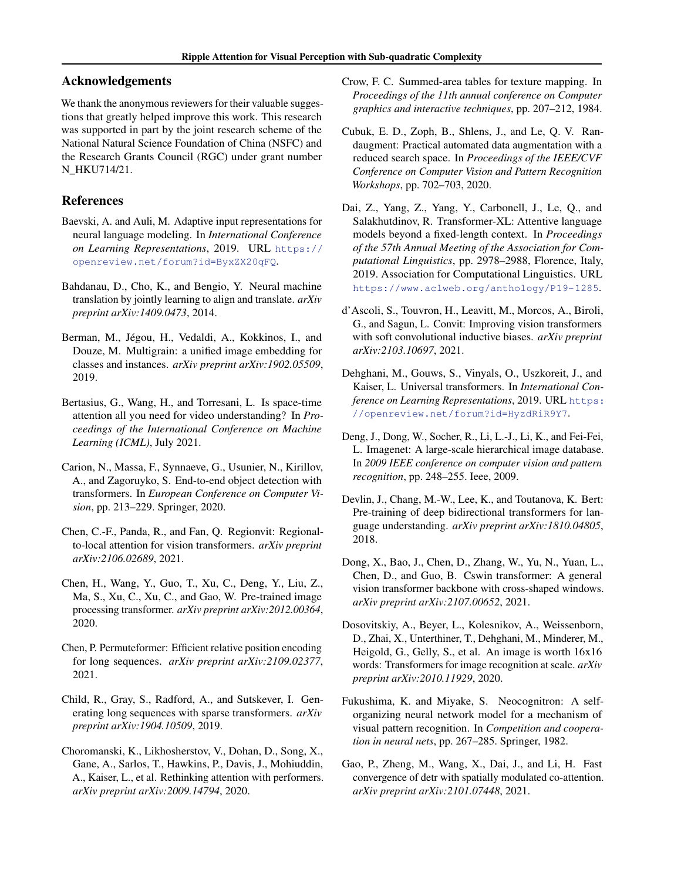## Acknowledgements

We thank the anonymous reviewers for their valuable suggestions that greatly helped improve this work. This research was supported in part by the joint research scheme of the National Natural Science Foundation of China (NSFC) and the Research Grants Council (RGC) under grant number N_HKU714/21.

## References

Baevski, A. and Auli, M. Adaptive input representations for neural language modeling. In *International Conference on Learning Representations*, 2019. URL https://openreview.net/forum?id=ByxZX20qFQ.

Bahdanau, D., Cho, K., and Bengio, Y. Neural machine translation by jointly learning to align and translate. *arXiv preprint arXiv:1409.0473*, 2014.

Berman, M., Jégou, H., Vedaldi, A., Kokkinos, I., and Douze, M. Multigrain: a unified image embedding for classes and instances. *arXiv preprint arXiv:1902.05509*, 2019.

Bertasius, G., Wang, H., and Torresani, L. Is space-time attention all you need for video understanding? In *Proceedings of the International Conference on Machine Learning (ICML)*, July 2021.

Carion, N., Massa, F., Synnaeve, G., Usunier, N., Kirillov, A., and Zagoruyko, S. End-to-end object detection with transformers. In *European Conference on Computer Vision*, pp. 213–229. Springer, 2020.

Chen, C.-F., Panda, R., and Fan, Q. Regionvit: Regional-to-local attention for vision transformers. *arXiv preprint arXiv:2106.02689*, 2021.

Chen, H., Wang, Y., Guo, T., Xu, C., Deng, Y., Liu, Z., Ma, S., Xu, C., Xu, C., and Gao, W. Pre-trained image processing transformer. *arXiv preprint arXiv:2012.00364*, 2020.

Chen, P. Permuteformer: Efficient relative position encoding for long sequences. *arXiv preprint arXiv:2109.02377*, 2021.

Child, R., Gray, S., Radford, A., and Sutskever, I. Generating long sequences with sparse transformers. *arXiv preprint arXiv:1904.10509*, 2019.

Choromanski, K., Likhosherstov, V., Dohan, D., Song, X., Gane, A., Sarlos, T., Hawkins, P., Davis, J., Mohiuddin, A., Kaiser, L., et al. Rethinking attention with performers. *arXiv preprint arXiv:2009.14794*, 2020.

Crow, F. C. Summed-area tables for texture mapping. In *Proceedings of the 11th annual conference on Computer graphics and interactive techniques*, pp. 207–212, 1984.

Cubuk, E. D., Zoph, B., Shlens, J., and Le, Q. V. Randaugment: Practical automated data augmentation with a reduced search space. In *Proceedings of the IEEE/CVF Conference on Computer Vision and Pattern Recognition Workshops*, pp. 702–703, 2020.

Dai, Z., Yang, Z., Yang, Y., Carbonell, J., Le, Q., and Salakhutdinov, R. Transformer-XL: Attentive language models beyond a fixed-length context. In *Proceedings of the 57th Annual Meeting of the Association for Computational Linguistics*, pp. 2978–2988, Florence, Italy, 2019. Association for Computational Linguistics. URL https://www.aclweb.org/anthology/P19-1285.

d'Ascoli, S., Touvron, H., Leavitt, M., Morcos, A., Biroli, G., and Sagun, L. Convit: Improving vision transformers with soft convolutional inductive biases. *arXiv preprint arXiv:2103.10697*, 2021.

Dehghani, M., Gouws, S., Vinyals, O., Uszkoreit, J., and Kaiser, L. Universal transformers. In *International Conference on Learning Representations*, 2019. URL https://openreview.net/forum?id=HyzdRiR9Y7.

Deng, J., Dong, W., Socher, R., Li, L.-J., Li, K., and Fei-Fei, L. Imagenet: A large-scale hierarchical image database. In *2009 IEEE conference on computer vision and pattern recognition*, pp. 248–255. Ieee, 2009.

Devlin, J., Chang, M.-W., Lee, K., and Toutanova, K. Bert: Pre-training of deep bidirectional transformers for language understanding. *arXiv preprint arXiv:1810.04805*, 2018.

Dong, X., Bao, J., Chen, D., Zhang, W., Yu, N., Yuan, L., Chen, D., and Guo, B. Cswin transformer: A general vision transformer backbone with cross-shaped windows. *arXiv preprint arXiv:2107.00652*, 2021.

Dosovitskiy, A., Beyer, L., Kolesnikov, A., Weissenborn, D., Zhai, X., Unterthiner, T., Dehghani, M., Minderer, M., Heigold, G., Gelly, S., et al. An image is worth 16x16 words: Transformers for image recognition at scale. *arXiv preprint arXiv:2010.11929*, 2020.

Fukushima, K. and Miyake, S. Neocognitron: A self-organizing neural network model for a mechanism of visual pattern recognition. In *Competition and cooperation in neural nets*, pp. 267–285. Springer, 1982.

Gao, P., Zheng, M., Wang, X., Dai, J., and Li, H. Fast convergence of detr with spatially modulated co-attention. *arXiv preprint arXiv:2101.07448*, 2021.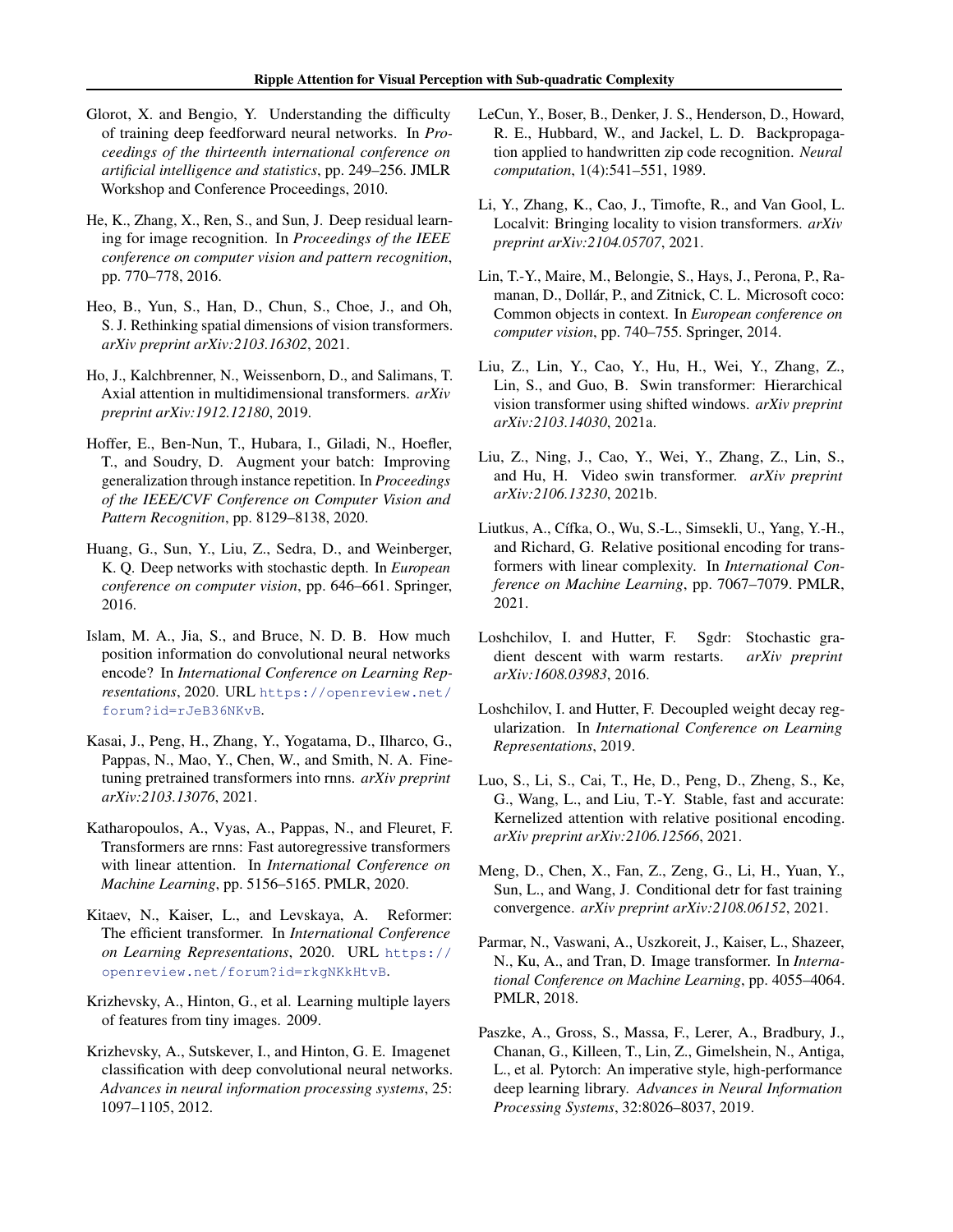Glorot, X. and Bengio, Y. Understanding the difficulty of training deep feedforward neural networks. In *Proceedings of the thirteenth international conference on artificial intelligence and statistics*, pp. 249–256. JMLR Workshop and Conference Proceedings, 2010.

He, K., Zhang, X., Ren, S., and Sun, J. Deep residual learning for image recognition. In *Proceedings of the IEEE conference on computer vision and pattern recognition*, pp. 770–778, 2016.

Heo, B., Yun, S., Han, D., Chun, S., Choe, J., and Oh, S. J. Rethinking spatial dimensions of vision transformers. *arXiv preprint arXiv:2103.16302*, 2021.

Ho, J., Kalchbrenner, N., Weissenborn, D., and Salimans, T. Axial attention in multidimensional transformers. *arXiv preprint arXiv:1912.12180*, 2019.

Hoffer, E., Ben-Nun, T., Hubara, I., Giladi, N., Hoefler, T., and Soudry, D. Augment your batch: Improving generalization through instance repetition. In *Proceedings of the IEEE/CVF Conference on Computer Vision and Pattern Recognition*, pp. 8129–8138, 2020.

Huang, G., Sun, Y., Liu, Z., Sedra, D., and Weinberger, K. Q. Deep networks with stochastic depth. In *European conference on computer vision*, pp. 646–661. Springer, 2016.

Islam, M. A., Jia, S., and Bruce, N. D. B. How much position information do convolutional neural networks encode? In *International Conference on Learning Representations*, 2020. URL https://openreview.net/forum?id=rJeB36NKvB.

Kasai, J., Peng, H., Zhang, Y., Yogatama, D., Ilharco, G., Pappas, N., Mao, Y., Chen, W., and Smith, N. A. Finetuning pretrained transformers into rnns. *arXiv preprint arXiv:2103.13076*, 2021.

Katharopoulos, A., Vyas, A., Pappas, N., and Fleuret, F. Transformers are rnns: Fast autoregressive transformers with linear attention. In *International Conference on Machine Learning*, pp. 5156–5165. PMLR, 2020.

Kitaev, N., Kaiser, L., and Levskaya, A. Reformer: The efficient transformer. In *International Conference on Learning Representations*, 2020. URL https://openreview.net/forum?id=rkgNKkHtvB.

Krizhevsky, A., Hinton, G., et al. Learning multiple layers of features from tiny images. 2009.

Krizhevsky, A., Sutskever, I., and Hinton, G. E. Imagenet classification with deep convolutional neural networks. *Advances in neural information processing systems*, 25: 1097–1105, 2012.

LeCun, Y., Boser, B., Denker, J. S., Henderson, D., Howard, R. E., Hubbard, W., and Jackel, L. D. Backpropagation applied to handwritten zip code recognition. *Neural computation*, 1(4):541–551, 1989.

Li, Y., Zhang, K., Cao, J., Timofte, R., and Van Gool, L. Localvit: Bringing locality to vision transformers. *arXiv preprint arXiv:2104.05707*, 2021.

Lin, T.-Y., Maire, M., Belongie, S., Hays, J., Perona, P., Ramanan, D., Dollár, P., and Zitnick, C. L. Microsoft coco: Common objects in context. In *European conference on computer vision*, pp. 740–755. Springer, 2014.

Liu, Z., Lin, Y., Cao, Y., Hu, H., Wei, Y., Zhang, Z., Lin, S., and Guo, B. Swin transformer: Hierarchical vision transformer using shifted windows. *arXiv preprint arXiv:2103.14030*, 2021a.

Liu, Z., Ning, J., Cao, Y., Wei, Y., Zhang, Z., Lin, S., and Hu, H. Video swin transformer. *arXiv preprint arXiv:2106.13230*, 2021b.

Liutkus, A., Cífka, O., Wu, S.-L., Simsekli, U., Yang, Y.-H., and Richard, G. Relative positional encoding for transformers with linear complexity. In *International Conference on Machine Learning*, pp. 7067–7079. PMLR, 2021.

Loshchilov, I. and Hutter, F. Sgdr: Stochastic gradient descent with warm restarts. *arXiv preprint arXiv:1608.03983*, 2016.

Loshchilov, I. and Hutter, F. Decoupled weight decay regularization. In *International Conference on Learning Representations*, 2019.

Luo, S., Li, S., Cai, T., He, D., Peng, D., Zheng, S., Ke, G., Wang, L., and Liu, T.-Y. Stable, fast and accurate: Kernelized attention with relative positional encoding. *arXiv preprint arXiv:2106.12566*, 2021.

Meng, D., Chen, X., Fan, Z., Zeng, G., Li, H., Yuan, Y., Sun, L., and Wang, J. Conditional detr for fast training convergence. *arXiv preprint arXiv:2108.06152*, 2021.

Parmar, N., Vaswani, A., Uszkoreit, J., Kaiser, L., Shazeer, N., Ku, A., and Tran, D. Image transformer. In *International Conference on Machine Learning*, pp. 4055–4064. PMLR, 2018.

Paszke, A., Gross, S., Massa, F., Lerer, A., Bradbury, J., Chanan, G., Killeen, T., Lin, Z., Gimelshein, N., Antiga, L., et al. Pytorch: An imperative style, high-performance deep learning library. *Advances in Neural Information Processing Systems*, 32:8026–8037, 2019.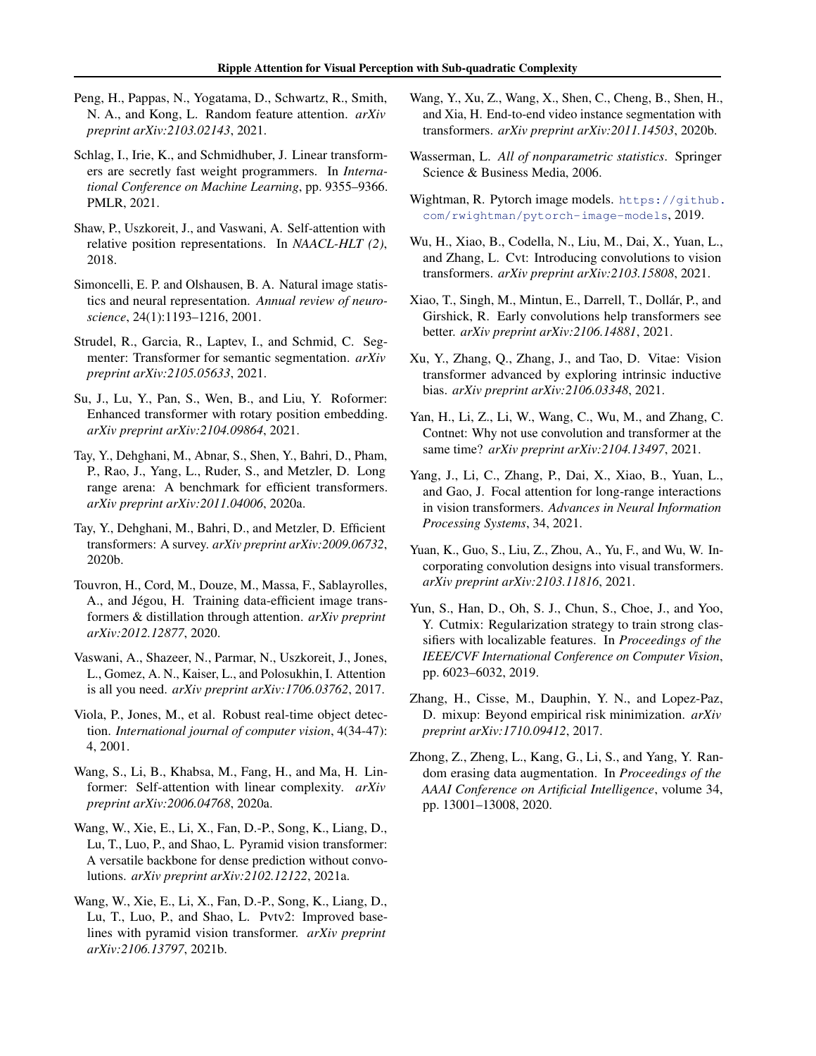Peng, H., Pappas, N., Yogatama, D., Schwartz, R., Smith, N. A., and Kong, L. Random feature attention. *arXiv preprint arXiv:2103.02143*, 2021.

Schlag, I., Irie, K., and Schmidhuber, J. Linear transformers are secretly fast weight programmers. In *International Conference on Machine Learning*, pp. 9355–9366. PMLR, 2021.

Shaw, P., Uszkoreit, J., and Vaswani, A. Self-attention with relative position representations. In *NAACL-HLT (2)*, 2018.

Simoncelli, E. P. and Olshausen, B. A. Natural image statistics and neural representation. *Annual review of neuroscience*, 24(1):1193–1216, 2001.

Strudel, R., Garcia, R., Laptev, I., and Schmid, C. Segmenter: Transformer for semantic segmentation. *arXiv preprint arXiv:2105.05633*, 2021.

Su, J., Lu, Y., Pan, S., Wen, B., and Liu, Y. Roformer: Enhanced transformer with rotary position embedding. *arXiv preprint arXiv:2104.09864*, 2021.

Tay, Y., Dehghani, M., Abnar, S., Shen, Y., Bahri, D., Pham, P., Rao, J., Yang, L., Ruder, S., and Metzler, D. Long range arena: A benchmark for efficient transformers. *arXiv preprint arXiv:2011.04006*, 2020a.

Tay, Y., Dehghani, M., Bahri, D., and Metzler, D. Efficient transformers: A survey. *arXiv preprint arXiv:2009.06732*, 2020b.

Touvron, H., Cord, M., Douze, M., Massa, F., Sablayrolles, A., and Jégou, H. Training data-efficient image transformers & distillation through attention. *arXiv preprint arXiv:2012.12877*, 2020.

Vaswani, A., Shazeer, N., Parmar, N., Uszkoreit, J., Jones, L., Gomez, A. N., Kaiser, L., and Polosukhin, I. Attention is all you need. *arXiv preprint arXiv:1706.03762*, 2017.

Viola, P., Jones, M., et al. Robust real-time object detection. *International journal of computer vision*, 4(34-47): 4, 2001.

Wang, S., Li, B., Khabsa, M., Fang, H., and Ma, H. Linformer: Self-attention with linear complexity. *arXiv preprint arXiv:2006.04768*, 2020a.

Wang, W., Xie, E., Li, X., Fan, D.-P., Song, K., Liang, D., Lu, T., Luo, P., and Shao, L. Pyramid vision transformer: A versatile backbone for dense prediction without convolutions. *arXiv preprint arXiv:2102.12122*, 2021a.

Wang, W., Xie, E., Li, X., Fan, D.-P., Song, K., Liang, D., Lu, T., Luo, P., and Shao, L. Pvtv2: Improved baselines with pyramid vision transformer. *arXiv preprint arXiv:2106.13797*, 2021b.

Wang, Y., Xu, Z., Wang, X., Shen, C., Cheng, B., Shen, H., and Xia, H. End-to-end video instance segmentation with transformers. *arXiv preprint arXiv:2011.14503*, 2020b.

Wasserman, L. *All of nonparametric statistics*. Springer Science & Business Media, 2006.

Wightman, R. Pytorch image models. https://github.com/rwightman/pytorch-image-models, 2019.

Wu, H., Xiao, B., Codella, N., Liu, M., Dai, X., Yuan, L., and Zhang, L. Cvt: Introducing convolutions to vision transformers. *arXiv preprint arXiv:2103.15808*, 2021.

Xiao, T., Singh, M., Mintun, E., Darrell, T., Dollár, P., and Girshick, R. Early convolutions help transformers see better. *arXiv preprint arXiv:2106.14881*, 2021.

Xu, Y., Zhang, Q., Zhang, J., and Tao, D. Vitae: Vision transformer advanced by exploring intrinsic inductive bias. *arXiv preprint arXiv:2106.03348*, 2021.

Yan, H., Li, Z., Li, W., Wang, C., Wu, M., and Zhang, C. Contnet: Why not use convolution and transformer at the same time? *arXiv preprint arXiv:2104.13497*, 2021.

Yang, J., Li, C., Zhang, P., Dai, X., Xiao, B., Yuan, L., and Gao, J. Focal attention for long-range interactions in vision transformers. *Advances in Neural Information Processing Systems*, 34, 2021.

Yuan, K., Guo, S., Liu, Z., Zhou, A., Yu, F., and Wu, W. Incorporating convolution designs into visual transformers. *arXiv preprint arXiv:2103.11816*, 2021.

Yun, S., Han, D., Oh, S. J., Chun, S., Choe, J., and Yoo, Y. Cutmix: Regularization strategy to train strong classifiers with localizable features. In *Proceedings of the IEEE/CVF International Conference on Computer Vision*, pp. 6023–6032, 2019.

Zhang, H., Cisse, M., Dauphin, Y. N., and Lopez-Paz, D. mixup: Beyond empirical risk minimization. *arXiv preprint arXiv:1710.09412*, 2017.

Zhong, Z., Zheng, L., Kang, G., Li, S., and Yang, Y. Random erasing data augmentation. In *Proceedings of the AAAI Conference on Artificial Intelligence*, volume 34, pp. 13001–13008, 2020.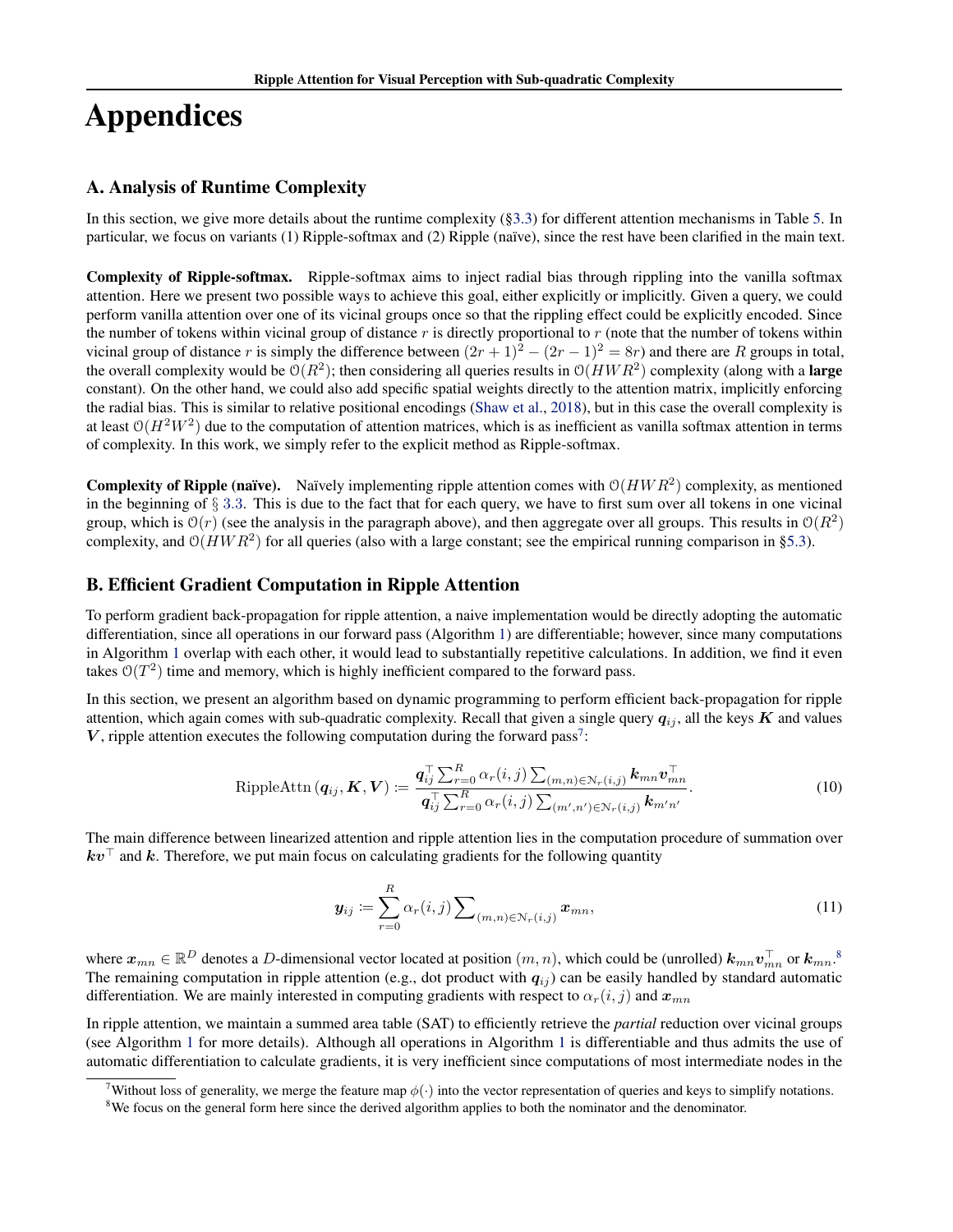# Appendices

## A. Analysis of Runtime Complexity

In this section, we give more details about the runtime complexity (§3.3) for different attention mechanisms in Table 5. In particular, we focus on variants (1) Ripple-softmax and (2) Ripple (naïve), since the rest have been clarified in the main text.

**Complexity of Ripple-softmax.** Ripple-softmax aims to inject radial bias through rippling into the vanilla softmax attention. Here we present two possible ways to achieve this goal, either explicitly or implicitly. Given a query, we could perform vanilla attention over one of its vicinal groups once so that the rippling effect could be explicitly encoded. Since the number of tokens within vicinal group of distance $r$ is directly proportional to $r$ (note that the number of tokens within vicinal group of distance $r$ is simply the difference between $(2r+1)^2 - (2r-1)^2 = 8r$) and there are $R$ groups in total, the overall complexity would be $\mathcal{O}(R^2)$; then considering all queries results in $\mathcal{O}(HWR^2)$ complexity (along with a **large** constant). On the other hand, we could also add specific spatial weights directly to the attention matrix, implicitly enforcing the radial bias. This is similar to relative positional encodings (Shaw et al., 2018), but in this case the overall complexity is at least $\mathcal{O}(H^2W^2)$ due to the computation of attention matrices, which is as inefficient as vanilla softmax attention in terms of complexity. In this work, we simply refer to the explicit method as Ripple-softmax.

**Complexity of Ripple (naïve).** Naïvely implementing ripple attention comes with $\mathcal{O}(HWR^2)$ complexity, as mentioned in the beginning of § 3.3. This is due to the fact that for each query, we have to first sum over all tokens in one vicinal group, which is $\mathcal{O}(r)$ (see the analysis in the paragraph above), and then aggregate over all groups. This results in $\mathcal{O}(R^2)$ complexity, and $\mathcal{O}(HWR^2)$ for all queries (also with a large constant; see the empirical running comparison in §5.3).

## B. Efficient Gradient Computation in Ripple Attention

To perform gradient back-propagation for ripple attention, a naive implementation would be directly adopting the automatic differentiation, since all operations in our forward pass (Algorithm 1) are differentiable; however, since many computations in Algorithm 1 overlap with each other, it would lead to substantially repetitive calculations. In addition, we find it even takes $\mathcal{O}(T^2)$ time and memory, which is highly inefficient compared to the forward pass.

In this section, we present an algorithm based on dynamic programming to perform efficient back-propagation for ripple attention, which again comes with sub-quadratic complexity. Recall that given a single query $\boldsymbol{q}_{ij}$, all the keys $\boldsymbol{K}$ and values $\boldsymbol{V}$, ripple attention executes the following computation during the forward pass[7]:

$$\operatorname{RippleAttn}(\boldsymbol{q}_{ij}, \boldsymbol{K}, \boldsymbol{V}) := \frac{\boldsymbol{q}_{ij}^\top \sum_{r=0}^{R} \alpha_r(i,j) \sum_{(m,n)\in \mathcal{N}_r(i,j)} \boldsymbol{k}_{mn}\boldsymbol{v}_{mn}^\top}{\boldsymbol{q}_{ij}^\top \sum_{r=0}^{R} \alpha_r(i,j) \sum_{(m',n')\in \mathcal{N}_r(i,j)} \boldsymbol{k}_{m'n'}}. \tag{10}$$

The main difference between linearized attention and ripple attention lies in the computation procedure of summation over $\boldsymbol{k}\boldsymbol{v}^\top$ and $\boldsymbol{k}$. Therefore, we put main focus on calculating gradients for the following quantity

$$\boldsymbol{y}_{ij} := \sum_{r=0}^{R} \alpha_r(i,j) \sum_{(m,n)\in \mathcal{N}_r(i,j)} \boldsymbol{x}_{mn}, \tag{11}$$

where $\boldsymbol{x}_{mn} \in \mathbb{R}^D$ denotes a $D$-dimensional vector located at position $(m,n)$, which could be (unrolled) $\boldsymbol{k}_{mn}\boldsymbol{v}_{mn}^\top$ or $\boldsymbol{k}_{mn}$.[8] The remaining computation in ripple attention (e.g., dot product with $\boldsymbol{q}_{ij}$) can be easily handled by standard automatic differentiation. We are mainly interested in computing gradients with respect to $\alpha_r(i,j)$ and $\boldsymbol{x}_{mn}$

In ripple attention, we maintain a summed area table (SAT) to efficiently retrieve the *partial* reduction over vicinal groups (see Algorithm 1 for more details). Although all operations in Algorithm 1 is differentiable and thus admits the use of automatic differentiation to calculate gradients, it is very inefficient since computations of most intermediate nodes in the

[7] Without loss of generality, we merge the feature map $\phi(\cdot)$ into the vector representation of queries and keys to simplify notations.

[8] We focus on the general form here since the derived algorithm applies to both the nominator and the denominator.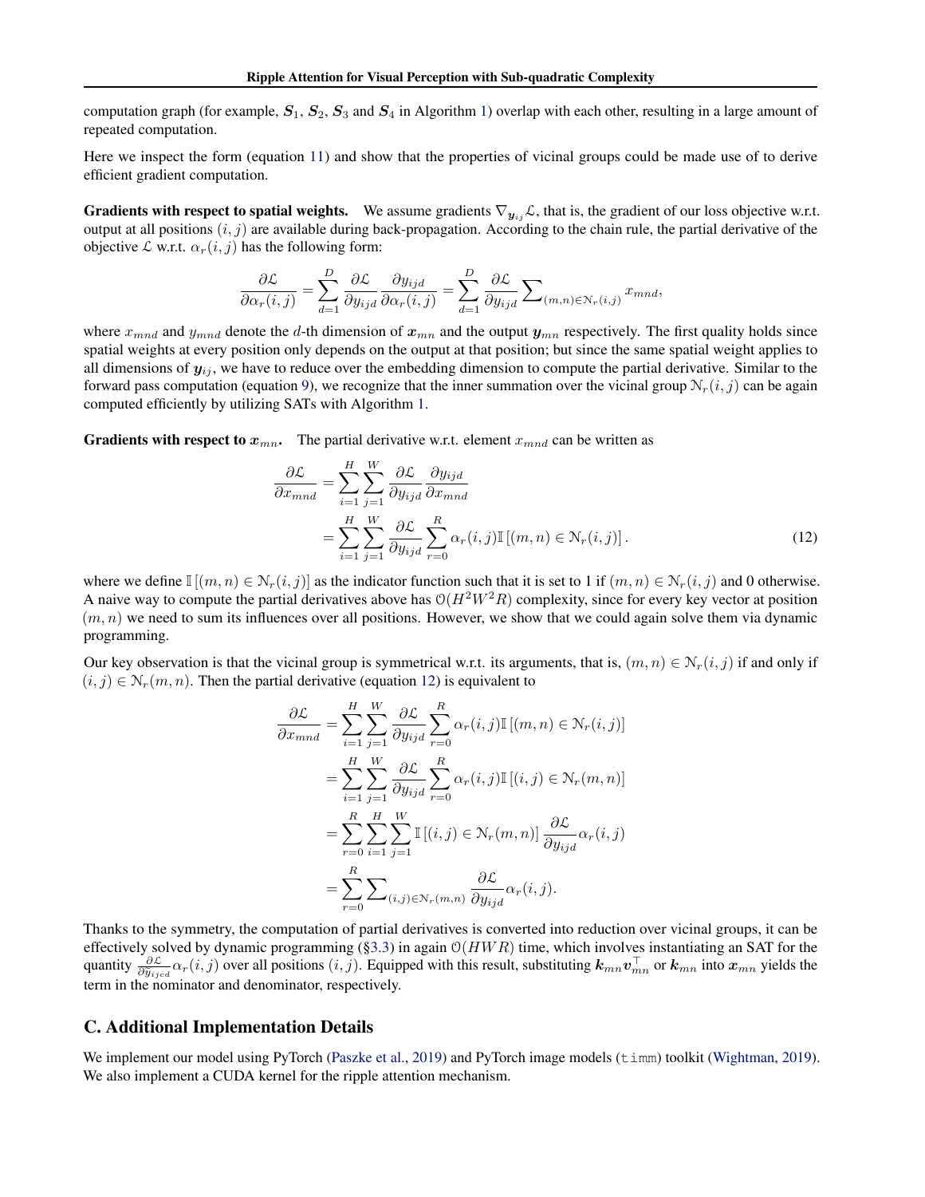computation graph (for example, $\boldsymbol{S}_1$, $\boldsymbol{S}_2$, $\boldsymbol{S}_3$ and $\boldsymbol{S}_4$ in Algorithm 1) overlap with each other, resulting in a large amount of repeated computation.

Here we inspect the form (equation 11) and show that the properties of vicinal groups could be made use of to derive efficient gradient computation.

**Gradients with respect to spatial weights.** We assume gradients $\nabla_{\boldsymbol{y}_{ij}}\mathcal{L}$, that is, the gradient of our loss objective w.r.t. output at all positions $(i, j)$ are available during back-propagation. According to the chain rule, the partial derivative of the objective $\mathcal{L}$ w.r.t. $\alpha_r(i, j)$ has the following form:

$$\frac{\partial \mathcal{L}}{\partial \alpha_r(i,j)} = \sum_{d=1}^{D} \frac{\partial \mathcal{L}}{\partial y_{ijd}} \frac{\partial y_{ijd}}{\partial \alpha_r(i,j)} = \sum_{d=1}^{D} \frac{\partial \mathcal{L}}{\partial y_{ijd}} \sum\nolimits_{(m,n)\in \mathcal{N}_r(i,j)} x_{mnd},$$

where $x_{mnd}$ and $y_{mnd}$ denote the $d$-th dimension of $\boldsymbol{x}_{mn}$ and the output $\boldsymbol{y}_{mn}$ respectively. The first quality holds since spatial weights at every position only depends on the output at that position; but since the same spatial weight applies to all dimensions of $\boldsymbol{y}_{ij}$, we have to reduce over the embedding dimension to compute the partial derivative. Similar to the forward pass computation (equation 9), we recognize that the inner summation over the vicinal group $\mathcal{N}_r(i, j)$ can be again computed efficiently by utilizing SATs with Algorithm 1.

**Gradients with respect to $\boldsymbol{x}_{mn}$.** The partial derivative w.r.t. element $x_{mnd}$ can be written as

$$\begin{aligned}
\frac{\partial \mathcal{L}}{\partial x_{mnd}} &= \sum_{i=1}^{H}\sum_{j=1}^{W} \frac{\partial \mathcal{L}}{\partial y_{ijd}} \frac{\partial y_{ijd}}{\partial x_{mnd}} \\
&= \sum_{i=1}^{H}\sum_{j=1}^{W} \frac{\partial \mathcal{L}}{\partial y_{ijd}} \sum_{r=0}^{R} \alpha_r(i,j)\mathbb{I}\left[(m,n)\in \mathcal{N}_r(i,j)\right].
\end{aligned} \tag{12}$$

where we define $\mathbb{I}\left[(m,n)\in \mathcal{N}_r(i,j)\right]$ as the indicator function such that it is set to 1 if $(m,n)\in \mathcal{N}_r(i,j)$ and 0 otherwise. A naive way to compute the partial derivatives above has $\mathcal{O}(H^2W^2R)$ complexity, since for every key vector at position $(m, n)$ we need to sum its influences over all positions. However, we show that we could again solve them via dynamic programming.

Our key observation is that the vicinal group is symmetrical w.r.t. its arguments, that is, $(m,n)\in \mathcal{N}_r(i,j)$ if and only if $(i,j)\in \mathcal{N}_r(m,n)$. Then the partial derivative (equation 12) is equivalent to

$$\begin{aligned}
\frac{\partial \mathcal{L}}{\partial x_{mnd}} &= \sum_{i=1}^{H}\sum_{j=1}^{W} \frac{\partial \mathcal{L}}{\partial y_{ijd}} \sum_{r=0}^{R} \alpha_r(i,j)\mathbb{I}\left[(m,n)\in \mathcal{N}_r(i,j)\right] \\
&= \sum_{i=1}^{H}\sum_{j=1}^{W} \frac{\partial \mathcal{L}}{\partial y_{ijd}} \sum_{r=0}^{R} \alpha_r(i,j)\mathbb{I}\left[(i,j)\in \mathcal{N}_r(m,n)\right] \\
&= \sum_{r=0}^{R}\sum_{i=1}^{H}\sum_{j=1}^{W} \mathbb{I}\left[(i,j)\in \mathcal{N}_r(m,n)\right] \frac{\partial \mathcal{L}}{\partial y_{ijd}} \alpha_r(i,j) \\
&= \sum_{r=0}^{R} \sum\nolimits_{(i,j)\in \mathcal{N}_r(m,n)} \frac{\partial \mathcal{L}}{\partial y_{ijd}} \alpha_r(i,j).
\end{aligned}$$

Thanks to the symmetry, the computation of partial derivatives is converted into reduction over vicinal groups, it can be effectively solved by dynamic programming (§3.3) in again $\mathcal{O}(HWR)$ time, which involves instantiating an SAT for the quantity $\frac{\partial \mathcal{L}}{\partial y_{ijcd}}\alpha_r(i,j)$ over all positions $(i, j)$. Equipped with this result, substituting $\boldsymbol{k}_{mn}\boldsymbol{v}_{mn}^{\top}$ or $\boldsymbol{k}_{mn}$ into $\boldsymbol{x}_{mn}$ yields the term in the nominator and denominator, respectively.

## C. Additional Implementation Details

We implement our model using PyTorch (Paszke et al., 2019) and PyTorch image models (`timm`) toolkit (Wightman, 2019). We also implement a CUDA kernel for the ripple attention mechanism.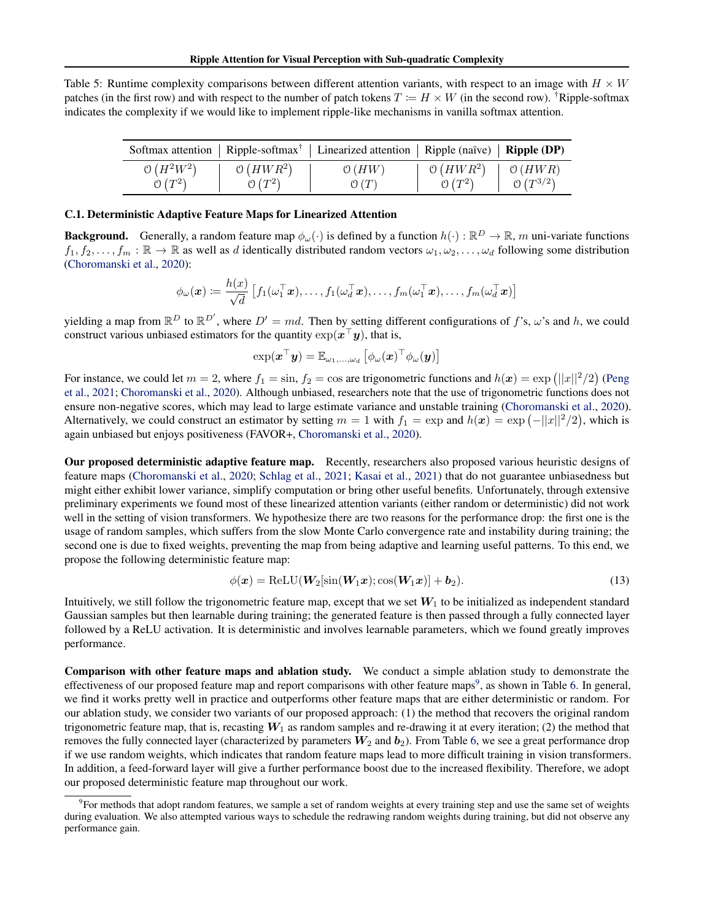Table 5: Runtime complexity comparisons between different attention variants, with respect to an image with $H \times W$ patches (in the first row) and with respect to the number of patch tokens $T := H \times W$ (in the second row). [†]Ripple-softmax indicates the complexity if we would like to implement ripple-like mechanisms in vanilla softmax attention.

| Softmax attention | Ripple-softmax[†] | Linearized attention | Ripple (naïve) | **Ripple (DP)** |
|---|---|---|---|---|
| $\mathcal{O}(H^2W^2)$ | $\mathcal{O}(HWR^2)$ | $\mathcal{O}(HW)$ | $\mathcal{O}(HWR^2)$ | $\mathcal{O}(HWR)$ |
| $\mathcal{O}(T^2)$ | $\mathcal{O}(T^2)$ | $\mathcal{O}(T)$ | $\mathcal{O}(T^2)$ | $\mathcal{O}(T^{3/2})$ |

### C.1. Deterministic Adaptive Feature Maps for Linearized Attention

**Background.** Generally, a random feature map $\phi_\omega(\cdot)$ is defined by a function $h(\cdot): \mathbb{R}^D \to \mathbb{R}$, $m$ uni-variate functions $f_1, f_2, \ldots, f_m : \mathbb{R} \to \mathbb{R}$ as well as $d$ identically distributed random vectors $\omega_1, \omega_2, \ldots, \omega_d$ following some distribution (Choromanski et al., 2020):

$$\phi_\omega(\boldsymbol{x}) := \frac{h(x)}{\sqrt{d}} \left[ f_1(\omega_1^\top \boldsymbol{x}), \ldots, f_1(\omega_d^\top \boldsymbol{x}), \ldots, f_m(\omega_1^\top \boldsymbol{x}), \ldots, f_m(\omega_d^\top \boldsymbol{x}) \right]$$

yielding a map from $\mathbb{R}^D$ to $\mathbb{R}^{D'}$, where $D' = md$. Then by setting different configurations of $f$'s, $\omega$'s and $h$, we could construct various unbiased estimators for the quantity $\exp(\boldsymbol{x}^\top \boldsymbol{y})$, that is,

$$\exp(\boldsymbol{x}^\top \boldsymbol{y}) = \mathbb{E}_{\omega_1, \ldots, \omega_d} \left[ \phi_\omega(\boldsymbol{x})^\top \phi_\omega(\boldsymbol{y}) \right]$$

For instance, we could let $m = 2$, where $f_1 = \sin$, $f_2 = \cos$ are trigonometric functions and $h(\boldsymbol{x}) = \exp\left(||x||^2/2\right)$ (Peng et al., 2021; Choromanski et al., 2020). Although unbiased, researchers note that the use of trigonometric functions does not ensure non-negative scores, which may lead to large estimate variance and unstable training (Choromanski et al., 2020). Alternatively, we could construct an estimator by setting $m = 1$ with $f_1 = \exp$ and $h(\boldsymbol{x}) = \exp\left(-||x||^2/2\right)$, which is again unbiased but enjoys positiveness (FAVOR+, Choromanski et al., 2020).

**Our proposed deterministic adaptive feature map.** Recently, researchers also proposed various heuristic designs of feature maps (Choromanski et al., 2020; Schlag et al., 2021; Kasai et al., 2021) that do not guarantee unbiasedness but might either exhibit lower variance, simplify computation or bring other useful benefits. Unfortunately, through extensive preliminary experiments we found most of these linearized attention variants (either random or deterministic) did not work well in the setting of vision transformers. We hypothesize there are two reasons for the performance drop: the first one is the usage of random samples, which suffers from the slow Monte Carlo convergence rate and instability during training; the second one is due to fixed weights, preventing the map from being adaptive and learning useful patterns. To this end, we propose the following deterministic feature map:

$$\phi(\boldsymbol{x}) = \mathrm{ReLU}(\boldsymbol{W}_2[\sin(\boldsymbol{W}_1\boldsymbol{x}); \cos(\boldsymbol{W}_1\boldsymbol{x})] + \boldsymbol{b}_2). \tag{13}$$

Intuitively, we still follow the trigonometric feature map, except that we set $\boldsymbol{W}_1$ to be initialized as independent standard Gaussian samples but then learnable during training; the generated feature is then passed through a fully connected layer followed by a ReLU activation. It is deterministic and involves learnable parameters, which we found greatly improves performance.

**Comparison with other feature maps and ablation study.** We conduct a simple ablation study to demonstrate the effectiveness of our proposed feature map and report comparisons with other feature maps[9], as shown in Table 6. In general, we find it works pretty well in practice and outperforms other feature maps that are either deterministic or random. For our ablation study, we consider two variants of our proposed approach: (1) the method that recovers the original random trigonometric feature map, that is, recasting $\boldsymbol{W}_1$ as random samples and re-drawing it at every iteration; (2) the method that removes the fully connected layer (characterized by parameters $\boldsymbol{W}_2$ and $\boldsymbol{b}_2$). From Table 6, we see a great performance drop if we use random weights, which indicates that random feature maps lead to more difficult training in vision transformers. In addition, a feed-forward layer will give a further performance boost due to the increased flexibility. Therefore, we adopt our proposed deterministic feature map throughout our work.

[9]For methods that adopt random features, we sample a set of random weights at every training step and use the same set of weights during evaluation. We also attempted various ways to schedule the redrawing random weights during training, but did not observe any performance gain.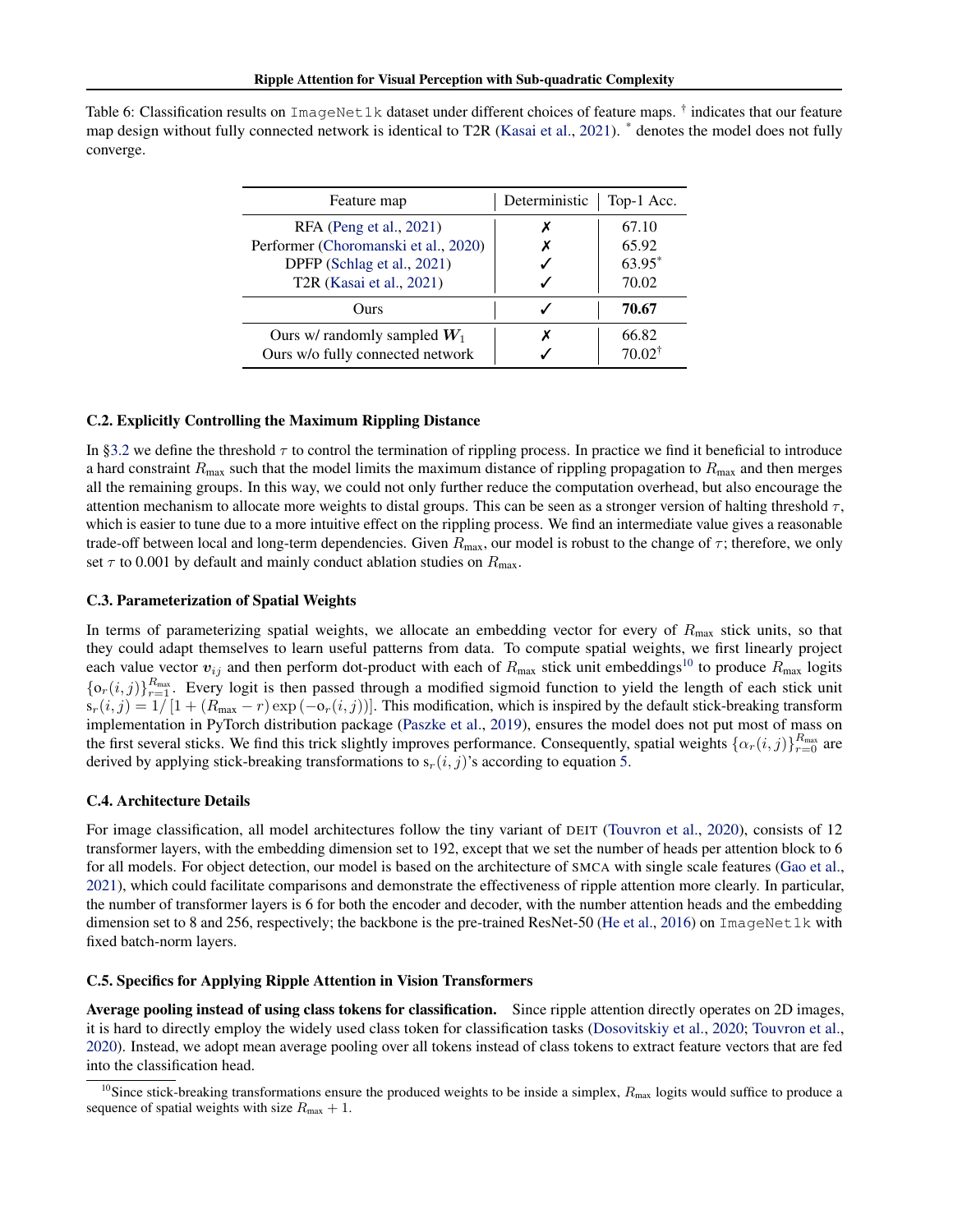Table 6: Classification results on `ImageNet1k` dataset under different choices of feature maps. † indicates that our feature map design without fully connected network is identical to T2R (Kasai et al., 2021). * denotes the model does not fully converge.

| Feature map | Deterministic | Top-1 Acc. |
|---|---|---|
| RFA (Peng et al., 2021) | ✗ | 67.10 |
| Performer (Choromanski et al., 2020) | ✗ | 65.92 |
| DPFP (Schlag et al., 2021) | ✓ | 63.95* |
| T2R (Kasai et al., 2021) | ✓ | 70.02 |
| Ours | ✓ | **70.67** |
| Ours w/ randomly sampled $\boldsymbol{W}_1$ | ✗ | 66.82 |
| Ours w/o fully connected network | ✓ | 70.02† |

### C.2. Explicitly Controlling the Maximum Rippling Distance

In §3.2 we define the threshold $\tau$ to control the termination of rippling process. In practice we find it beneficial to introduce a hard constraint $R_{\text{max}}$ such that the model limits the maximum distance of rippling propagation to $R_{\text{max}}$ and then merges all the remaining groups. In this way, we could not only further reduce the computation overhead, but also encourage the attention mechanism to allocate more weights to distal groups. This can be seen as a stronger version of halting threshold $\tau$, which is easier to tune due to a more intuitive effect on the rippling process. We find an intermediate value gives a reasonable trade-off between local and long-term dependencies. Given $R_{\text{max}}$, our model is robust to the change of $\tau$; therefore, we only set $\tau$ to 0.001 by default and mainly conduct ablation studies on $R_{\text{max}}$.

### C.3. Parameterization of Spatial Weights

In terms of parameterizing spatial weights, we allocate an embedding vector for every of $R_{\text{max}}$ stick units, so that they could adapt themselves to learn useful patterns from data. To compute spatial weights, we first linearly project each value vector $\boldsymbol{v}_{ij}$ and then perform dot-product with each of $R_{\text{max}}$ stick unit embeddings[10] to produce $R_{\text{max}}$ logits $\{\mathrm{o}_r(i,j)\}_{r=1}^{R_{\text{max}}}$. Every logit is then passed through a modified sigmoid function to yield the length of each stick unit $\mathrm{s}_r(i,j) = 1/\left[1 + (R_{\text{max}} - r)\exp\left(-\mathrm{o}_r(i,j)\right)\right]$. This modification, which is inspired by the default stick-breaking transform implementation in PyTorch distribution package (Paszke et al., 2019), ensures the model does not put most of mass on the first several sticks. We find this trick slightly improves performance. Consequently, spatial weights $\{\alpha_r(i,j)\}_{r=0}^{R_{\text{max}}}$ are derived by applying stick-breaking transformations to $\mathrm{s}_r(i,j)$'s according to equation 5.

### C.4. Architecture Details

For image classification, all model architectures follow the tiny variant of DEIT (Touvron et al., 2020), consists of 12 transformer layers, with the embedding dimension set to 192, except that we set the number of heads per attention block to 6 for all models. For object detection, our model is based on the architecture of SMCA with single scale features (Gao et al., 2021), which could facilitate comparisons and demonstrate the effectiveness of ripple attention more clearly. In particular, the number of transformer layers is 6 for both the encoder and decoder, with the number attention heads and the embedding dimension set to 8 and 256, respectively; the backbone is the pre-trained ResNet-50 (He et al., 2016) on `ImageNet1k` with fixed batch-norm layers.

### C.5. Specifics for Applying Ripple Attention in Vision Transformers

**Average pooling instead of using class tokens for classification.** Since ripple attention directly operates on 2D images, it is hard to directly employ the widely used class token for classification tasks (Dosovitskiy et al., 2020; Touvron et al., 2020). Instead, we adopt mean average pooling over all tokens instead of class tokens to extract feature vectors that are fed into the classification head.

[10] Since stick-breaking transformations ensure the produced weights to be inside a simplex, $R_{\text{max}}$ logits would suffice to produce a sequence of spatial weights with size $R_{\text{max}} + 1$.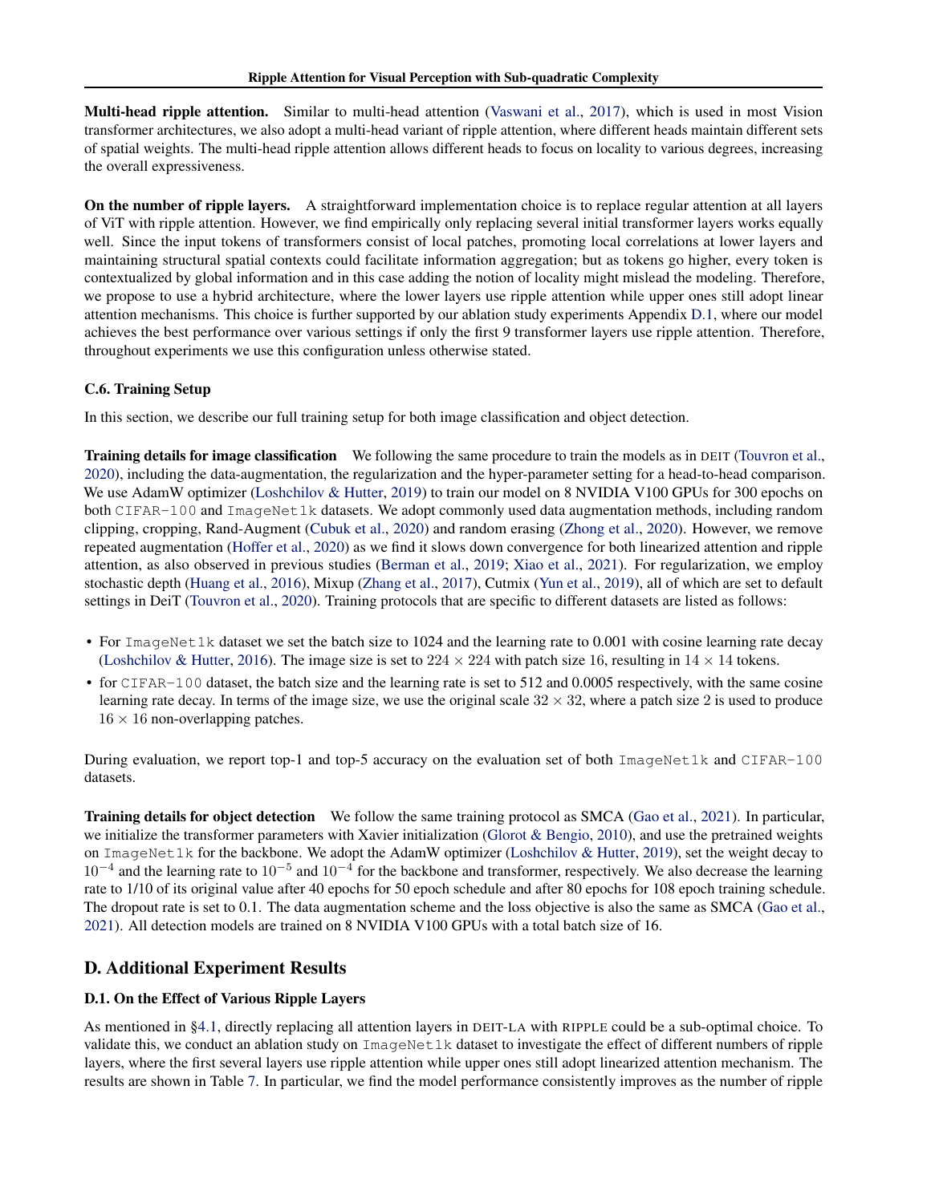**Multi-head ripple attention.** Similar to multi-head attention (Vaswani et al., 2017), which is used in most Vision transformer architectures, we also adopt a multi-head variant of ripple attention, where different heads maintain different sets of spatial weights. The multi-head ripple attention allows different heads to focus on locality to various degrees, increasing the overall expressiveness.

**On the number of ripple layers.** A straightforward implementation choice is to replace regular attention at all layers of ViT with ripple attention. However, we find empirically only replacing several initial transformer layers works equally well. Since the input tokens of transformers consist of local patches, promoting local correlations at lower layers and maintaining structural spatial contexts could facilitate information aggregation; but as tokens go higher, every token is contextualized by global information and in this case adding the notion of locality might mislead the modeling. Therefore, we propose to use a hybrid architecture, where the lower layers use ripple attention while upper ones still adopt linear attention mechanisms. This choice is further supported by our ablation study experiments Appendix D.1, where our model achieves the best performance over various settings if only the first 9 transformer layers use ripple attention. Therefore, throughout experiments we use this configuration unless otherwise stated.

### C.6. Training Setup

In this section, we describe our full training setup for both image classification and object detection.

**Training details for image classification** We following the same procedure to train the models as in DEIT (Touvron et al., 2020), including the data-augmentation, the regularization and the hyper-parameter setting for a head-to-head comparison. We use AdamW optimizer (Loshchilov & Hutter, 2019) to train our model on 8 NVIDIA V100 GPUs for 300 epochs on both `CIFAR-100` and `ImageNet1k` datasets. We adopt commonly used data augmentation methods, including random clipping, cropping, Rand-Augment (Cubuk et al., 2020) and random erasing (Zhong et al., 2020). However, we remove repeated augmentation (Hoffer et al., 2020) as we find it slows down convergence for both linearized attention and ripple attention, as also observed in previous studies (Berman et al., 2019; Xiao et al., 2021). For regularization, we employ stochastic depth (Huang et al., 2016), Mixup (Zhang et al., 2017), Cutmix (Yun et al., 2019), all of which are set to default settings in DeiT (Touvron et al., 2020). Training protocols that are specific to different datasets are listed as follows:

- For `ImageNet1k` dataset we set the batch size to 1024 and the learning rate to 0.001 with cosine learning rate decay (Loshchilov & Hutter, 2016). The image size is set to $224 \times 224$ with patch size 16, resulting in $14 \times 14$ tokens.
- for `CIFAR-100` dataset, the batch size and the learning rate is set to 512 and 0.0005 respectively, with the same cosine learning rate decay. In terms of the image size, we use the original scale $32 \times 32$, where a patch size 2 is used to produce $16 \times 16$ non-overlapping patches.

During evaluation, we report top-1 and top-5 accuracy on the evaluation set of both `ImageNet1k` and `CIFAR-100` datasets.

**Training details for object detection** We follow the same training protocol as SMCA (Gao et al., 2021). In particular, we initialize the transformer parameters with Xavier initialization (Glorot & Bengio, 2010), and use the pretrained weights on `ImageNet1k` for the backbone. We adopt the AdamW optimizer (Loshchilov & Hutter, 2019), set the weight decay to $10^{-4}$ and the learning rate to $10^{-5}$ and $10^{-4}$ for the backbone and transformer, respectively. We also decrease the learning rate to 1/10 of its original value after 40 epochs for 50 epoch schedule and after 80 epochs for 108 epoch training schedule. The dropout rate is set to 0.1. The data augmentation scheme and the loss objective is also the same as SMCA (Gao et al., 2021). All detection models are trained on 8 NVIDIA V100 GPUs with a total batch size of 16.

## D. Additional Experiment Results

### D.1. On the Effect of Various Ripple Layers

As mentioned in §4.1, directly replacing all attention layers in DEIT-LA with RIPPLE could be a sub-optimal choice. To validate this, we conduct an ablation study on `ImageNet1k` dataset to investigate the effect of different numbers of ripple layers, where the first several layers use ripple attention while upper ones still adopt linearized attention mechanism. The results are shown in Table 7. In particular, we find the model performance consistently improves as the number of ripple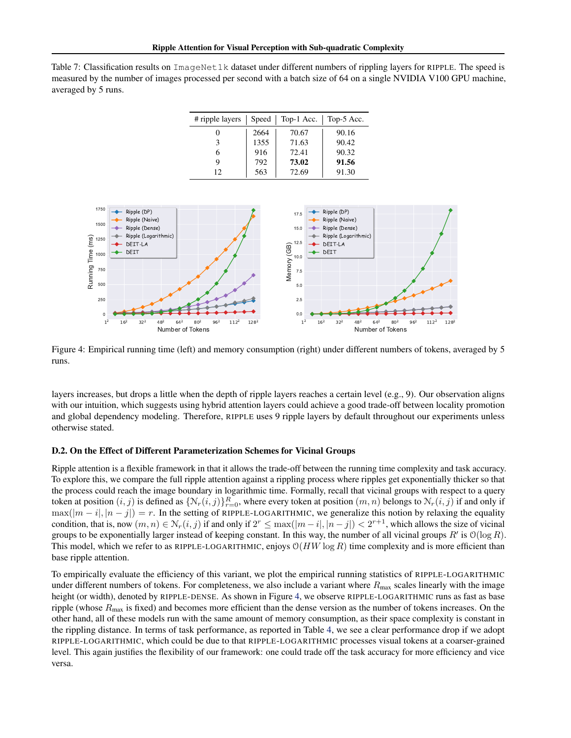Table 7: Classification results on ImageNet1k dataset under different numbers of rippling layers for RIPPLE. The speed is measured by the number of images processed per second with a batch size of 64 on a single NVIDIA V100 GPU machine, averaged by 5 runs.

| # ripple layers | Speed | Top-1 Acc. | Top-5 Acc. |
|---|---|---|---|
| 0 | 2664 | 70.67 | 90.16 |
| 3 | 1355 | 71.63 | 90.42 |
| 6 | 916 | 72.41 | 90.32 |
| 9 | 792 | **73.02** | **91.56** |
| 12 | 563 | 72.69 | 91.30 |

Figure 4: Empirical running time (left) and memory consumption (right) under different numbers of tokens, averaged by 5 runs.

layers increases, but drops a little when the depth of ripple layers reaches a certain level (e.g., 9). Our observation aligns with our intuition, which suggests using hybrid attention layers could achieve a good trade-off between locality promotion and global dependency modeling. Therefore, RIPPLE uses 9 ripple layers by default throughout our experiments unless otherwise stated.

### D.2. On the Effect of Different Parameterization Schemes for Vicinal Groups

Ripple attention is a flexible framework in that it allows the trade-off between the running time complexity and task accuracy. To explore this, we compare the full ripple attention against a rippling process where ripples get exponentially thicker so that the process could reach the image boundary in logarithmic time. Formally, recall that vicinal groups with respect to a query token at position $(i, j)$ is defined as $\{\mathcal{N}_r(i,j)\}_{r=0}^{R}$, where every token at position $(m, n)$ belongs to $\mathcal{N}_r(i, j)$ if and only if $\max(|m-i|, |n-j|) = r$. In the setting of RIPPLE-LOGARITHMIC, we generalize this notion by relaxing the equality condition, that is, now $(m, n) \in \mathcal{N}_r(i, j)$ if and only if $2^r \leq \max(|m-i|, |n-j|) < 2^{r+1}$, which allows the size of vicinal groups to be exponentially larger instead of keeping constant. In this way, the number of all vicinal groups $R'$ is $\mathcal{O}(\log R)$. This model, which we refer to as RIPPLE-LOGARITHMIC, enjoys $\mathcal{O}(HW \log R)$ time complexity and is more efficient than base ripple attention.

To empirically evaluate the efficiency of this variant, we plot the empirical running statistics of RIPPLE-LOGARITHMIC under different numbers of tokens. For completeness, we also include a variant where $R_{\max}$ scales linearly with the image height (or width), denoted by RIPPLE-DENSE. As shown in Figure 4, we observe RIPPLE-LOGARITHMIC runs as fast as base ripple (whose $R_{\max}$ is fixed) and becomes more efficient than the dense version as the number of tokens increases. On the other hand, all of these models run with the same amount of memory consumption, as their space complexity is constant in the rippling distance. In terms of task performance, as reported in Table 4, we see a clear performance drop if we adopt RIPPLE-LOGARITHMIC, which could be due to that RIPPLE-LOGARITHMIC processes visual tokens at a coarser-grained level. This again justifies the flexibility of our framework: one could trade off the task accuracy for more efficiency and vice versa.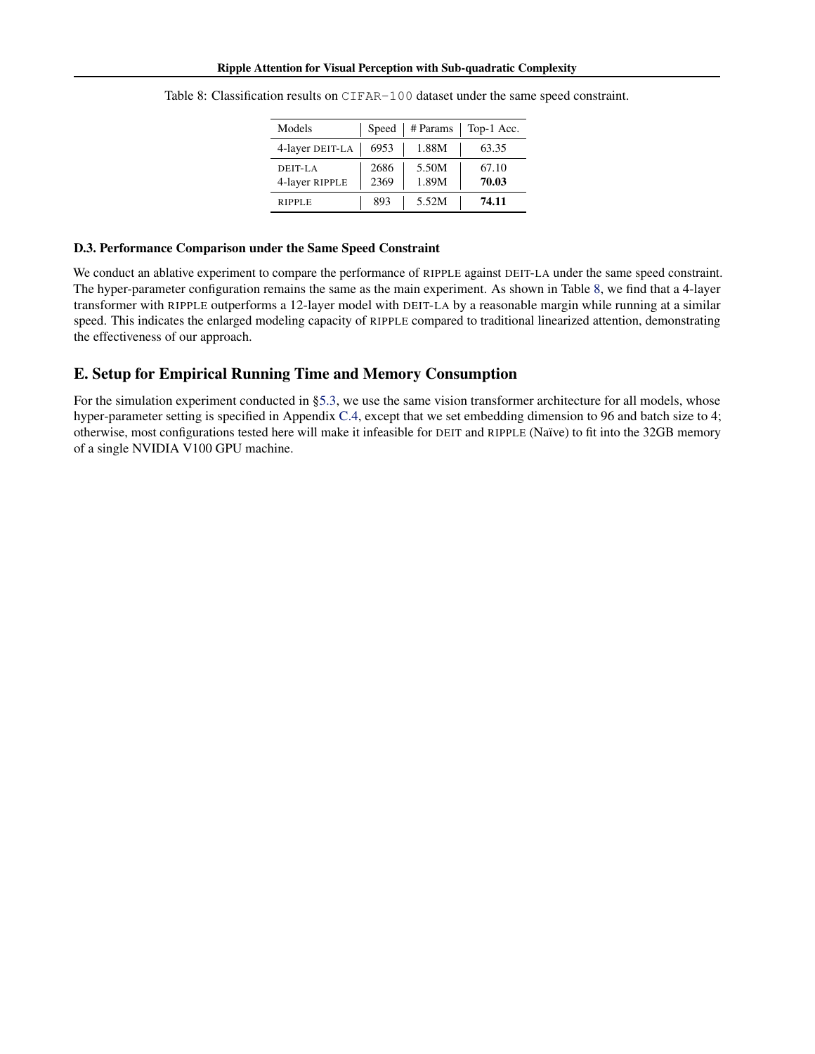Table 8: Classification results on CIFAR-100 dataset under the same speed constraint.

| Models | Speed | # Params | Top-1 Acc. |
|---|---|---|---|
| 4-layer DEIT-LA | 6953 | 1.88M | 63.35 |
| DEIT-LA | 2686 | 5.50M | 67.10 |
| 4-layer RIPPLE | 2369 | 1.89M | **70.03** |
| RIPPLE | 893 | 5.52M | **74.11** |

### D.3. Performance Comparison under the Same Speed Constraint

We conduct an ablative experiment to compare the performance of RIPPLE against DEIT-LA under the same speed constraint. The hyper-parameter configuration remains the same as the main experiment. As shown in Table 8, we find that a 4-layer transformer with RIPPLE outperforms a 12-layer model with DEIT-LA by a reasonable margin while running at a similar speed. This indicates the enlarged modeling capacity of RIPPLE compared to traditional linearized attention, demonstrating the effectiveness of our approach.

## E. Setup for Empirical Running Time and Memory Consumption

For the simulation experiment conducted in §5.3, we use the same vision transformer architecture for all models, whose hyper-parameter setting is specified in Appendix C.4, except that we set embedding dimension to 96 and batch size to 4; otherwise, most configurations tested here will make it infeasible for DEIT and RIPPLE (Naïve) to fit into the 32GB memory of a single NVIDIA V100 GPU machine.